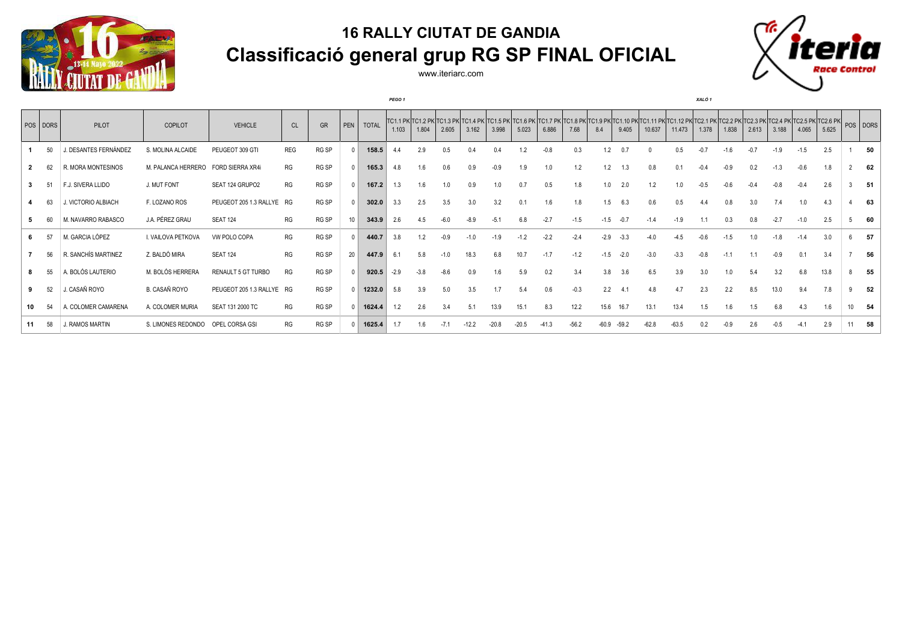# 16 RALLY CIUTAT DE GANDIA

## Classificació general grup RG SP FINAL OFICIAL

www.iteriarc.com

| POS | DORS | PILOT | COPILOT | VEHICLE | CL | GR | PEN | TOTAL | TC1.1 PK 1.103 | TC1.2 PK 1.804 | TC1.3 PK 2.605 | TC1.4 PK 3.162 | TC1.5 PK 3.998 | TC1.6 PK 5.023 | TC1.7 PK 6.886 | TC1.8 PK 7.68 | TC1.9 PK 8.4 | TC1.10 PK 9.405 | TC1.11 PK 10.637 | TC1.12 PK 11.473 | TC2.1 PK 1.378 | TC2.2 PK 1.838 | TC2.3 PK 2.613 | TC2.4 PK 3.188 | TC2.5 PK 4.065 | TC2.6 PK 5.625 | POS | DORS |
|---|---|---|---|---|---|---|---|---|---|---|---|---|---|---|---|---|---|---|---|---|---|---|---|---|---|---|---|---|
| | | | | | | | | | PEGO 1 | | | | | | | | | | | | XALÓ 1 | | | | | | | |
| 1 | 50 | J. DESANTES FERNÁNDEZ | S. MOLINA ALCAIDE | PEUGEOT 309 GTI | REG | RG SP | 0 | 158.5 | 4.4 | 2.9 | 0.5 | 0.4 | 0.4 | 1.2 | -0.8 | 0.3 | 1.2 | 0.7 | 0 | 0.5 | -0.7 | -1.6 | -0.7 | -1.9 | -1.5 | 2.5 | 1 | 50 |
| 2 | 62 | R. MORA MONTESINOS | M. PALANCA HERRERO | FORD SIERRA XR4i | RG | RG SP | 0 | 165.3 | 4.8 | 1.6 | 0.6 | 0.9 | -0.9 | 1.9 | 1.0 | 1.2 | 1.2 | 1.3 | 0.8 | 0.1 | -0.4 | -0.9 | 0.2 | -1.3 | -0.6 | 1.8 | 2 | 62 |
| 3 | 51 | F.J. SIVERA LLIDO | J. MUT FONT | SEAT 124 GRUPO2 | RG | RG SP | 0 | 167.2 | 1.3 | 1.6 | 1.0 | 0.9 | 1.0 | 0.7 | 0.5 | 1.8 | 1.0 | 2.0 | 1.2 | 1.0 | -0.5 | -0.6 | -0.4 | -0.8 | -0.4 | 2.6 | 3 | 51 |
| 4 | 63 | J. VICTORIO ALBIACH | F. LOZANO ROS | PEUGEOT 205 1.3 RALLYE | RG | RG SP | 0 | 302.0 | 3.3 | 2.5 | 3.5 | 3.0 | 3.2 | 0.1 | 1.6 | 1.8 | 1.5 | 6.3 | 0.6 | 0.5 | 4.4 | 0.8 | 3.0 | 7.4 | 1.0 | 4.3 | 4 | 63 |
| 5 | 60 | M. NAVARRO RABASCO | J.A. PÉREZ GRAU | SEAT 124 | RG | RG SP | 10 | 343.9 | 2.6 | 4.5 | -6.0 | -8.9 | -5.1 | 6.8 | -2.7 | -1.5 | -1.5 | -0.7 | -1.4 | -1.9 | 1.1 | 0.3 | 0.8 | -2.7 | -1.0 | 2.5 | 5 | 60 |
| 6 | 57 | M. GARCIA LÓPEZ | I. VAILOVA PETKOVA | VW POLO COPA | RG | RG SP | 0 | 440.7 | 3.8 | 1.2 | -0.9 | -1.0 | -1.9 | -1.2 | -2.2 | -2.4 | -2.9 | -3.3 | -4.0 | -4.5 | -0.6 | -1.5 | 1.0 | -1.8 | -1.4 | 3.0 | 6 | 57 |
| 7 | 56 | R. SANCHÍS MARTINEZ | Z. BALDÓ MIRA | SEAT 124 | RG | RG SP | 20 | 447.9 | 6.1 | 5.8 | -1.0 | 18.3 | 6.8 | 10.7 | -1.7 | -1.2 | -1.5 | -2.0 | -3.0 | -3.3 | -0.8 | -1.1 | 1.1 | -0.9 | 0.1 | 3.4 | 7 | 56 |
| 8 | 55 | A. BOLÓS LAUTERIO | M. BOLÓS HERRERA | RENAULT 5 GT TURBO | RG | RG SP | 0 | 920.5 | -2.9 | -3.8 | -8.6 | 0.9 | 1.6 | 5.9 | 0.2 | 3.4 | 3.8 | 3.6 | 6.5 | 3.9 | 3.0 | 1.0 | 5.4 | 3.2 | 6.8 | 13.8 | 8 | 55 |
| 9 | 52 | J. CASAÑ ROYO | B. CASAÑ ROYO | PEUGEOT 205 1.3 RALLYE | RG | RG SP | 0 | 1232.0 | 5.8 | 3.9 | 5.0 | 3.5 | 1.7 | 5.4 | 0.6 | -0.3 | 2.2 | 4.1 | 4.8 | 4.7 | 2.3 | 2.2 | 8.5 | 13.0 | 9.4 | 7.8 | 9 | 52 |
| 10 | 54 | A. COLOMER CAMARENA | A. COLOMER MURIA | SEAT 131 2000 TC | RG | RG SP | 0 | 1624.4 | 1.2 | 2.6 | 3.4 | 5.1 | 13.9 | 15.1 | 8.3 | 12.2 | 15.6 | 16.7 | 13.1 | 13.4 | 1.5 | 1.6 | 1.5 | 6.8 | 4.3 | 1.6 | 10 | 54 |
| 11 | 58 | J. RAMOS MARTIN | S. LIMONES REDONDO | OPEL CORSA GSI | RG | RG SP | 0 | 1625.4 | 1.7 | 1.6 | -7.1 | -12.2 | -20.8 | -20.5 | -41.3 | -56.2 | -60.9 | -59.2 | -62.8 | -63.5 | 0.2 | -0.9 | 2.6 | -0.5 | -4.1 | 2.9 | 11 | 58 |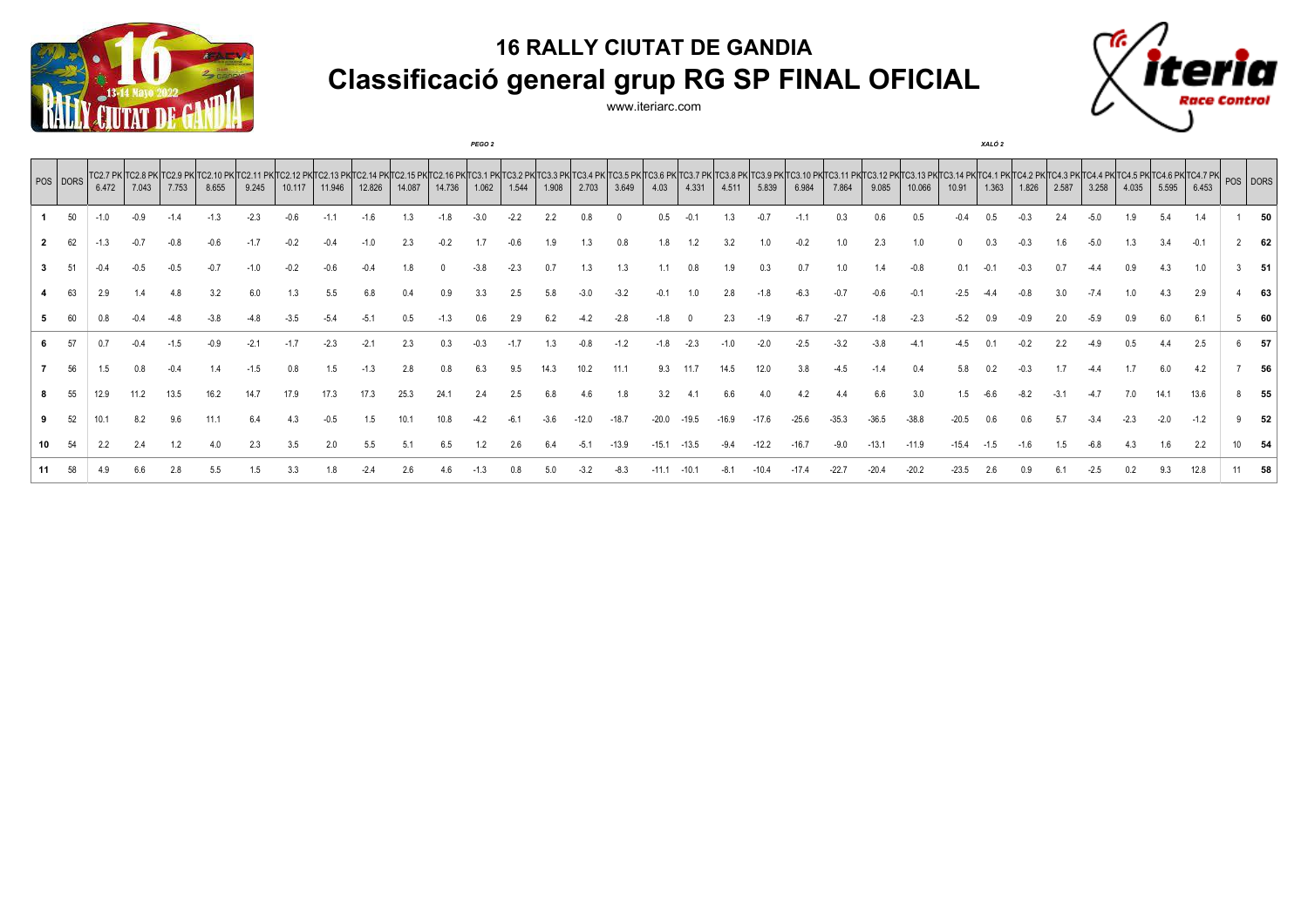# 16 RALLY CIUTAT DE GANDIA

## Classificació general grup RG SP FINAL OFICIAL

www.iteriarc.com

| POS | DORS | TC2.7 PK 6.472 | TC2.8 PK 7.043 | TC2.9 PK 7.753 | TC2.10 PK 8.655 | TC2.11 PK 9.245 | TC2.12 PK 10.117 | TC2.13 PK 11.946 | TC2.14 PK 12.826 | TC2.15 PK 14.087 | TC2.16 PK 14.736 | TC3.1 PK 1.062 | TC3.2 PK 1.544 | TC3.3 PK 1.908 | TC3.4 PK 2.703 | TC3.5 PK 3.649 | TC3.6 PK 4.03 | TC3.7 PK 4.331 | TC3.8 PK 4.511 | TC3.9 PK 5.839 | TC3.10 PK 6.984 | TC3.11 PK 7.864 | TC3.12 PK 9.085 | TC3.13 PK 10.066 | TC3.14 PK 10.91 | TC4.1 PK 1.363 | TC4.2 PK 1.826 | TC4.3 PK 2.587 | TC4.4 PK 3.258 | TC4.5 PK 4.035 | TC4.6 PK 5.595 | TC4.7 PK 6.453 | POS | DORS |
|---|---|---|---|---|---|---|---|---|---|---|---|---|---|---|---|---|---|---|---|---|---|---|---|---|---|---|---|---|---|---|---|---|---|---|
| | | | | | | | | | | | | PEGO 2 | | | | | | | | | | | | | | XALÓ 2 | | | | | | | | |
| **1** | 50 | -1.0 | -0.9 | -1.4 | -1.3 | -2.3 | -0.6 | -1.1 | -1.6 | 1.3 | -1.8 | -3.0 | -2.2 | 2.2 | 0.8 | 0 | 0.5 | -0.1 | 1.3 | -0.7 | -1.1 | 0.3 | 0.6 | 0.5 | -0.4 | 0.5 | -0.3 | 2.4 | -5.0 | 1.9 | 5.4 | 1.4 | 1 | **50** |
| **2** | 62 | -1.3 | -0.7 | -0.8 | -0.6 | -1.7 | -0.2 | -0.4 | -1.0 | 2.3 | -0.2 | 1.7 | -0.6 | 1.9 | 1.3 | 0.8 | 1.8 | 1.2 | 3.2 | 1.0 | -0.2 | 1.0 | 2.3 | 1.0 | 0 | 0.3 | -0.3 | 1.6 | -5.0 | 1.3 | 3.4 | -0.1 | 2 | **62** |
| **3** | 51 | -0.4 | -0.5 | -0.5 | -0.7 | -1.0 | -0.2 | -0.6 | -0.4 | 1.8 | 0 | -3.8 | -2.3 | 0.7 | 1.3 | 1.3 | 1.1 | 0.8 | 1.9 | 0.3 | 0.7 | 1.0 | 1.4 | -0.8 | 0.1 | -0.1 | -0.3 | 0.7 | -4.4 | 0.9 | 4.3 | 1.0 | 3 | **51** |
| **4** | 63 | 2.9 | 1.4 | 4.8 | 3.2 | 6.0 | 1.3 | 5.5 | 6.8 | 0.4 | 0.9 | 3.3 | 2.5 | 5.8 | -3.0 | -3.2 | -0.1 | 1.0 | 2.8 | -1.8 | -6.3 | -0.7 | -0.6 | -0.1 | -2.5 | -4.4 | -0.8 | 3.0 | -7.4 | 1.0 | 4.3 | 2.9 | 4 | **63** |
| **5** | 60 | 0.8 | -0.4 | -4.8 | -3.8 | -4.8 | -3.5 | -5.4 | -5.1 | 0.5 | -1.3 | 0.6 | 2.9 | 6.2 | -4.2 | -2.8 | -1.8 | 0 | 2.3 | -1.9 | -6.7 | -2.7 | -1.8 | -2.3 | -5.2 | 0.9 | -0.9 | 2.0 | -5.9 | 0.9 | 6.0 | 6.1 | 5 | **60** |
| **6** | 57 | 0.7 | -0.4 | -1.5 | -0.9 | -2.1 | -1.7 | -2.3 | -2.1 | 2.3 | 0.3 | -0.3 | -1.7 | 1.3 | -0.8 | -1.2 | -1.8 | -2.3 | -1.0 | -2.0 | -2.5 | -3.2 | -3.8 | -4.1 | -4.5 | 0.1 | -0.2 | 2.2 | -4.9 | 0.5 | 4.4 | 2.5 | 6 | **57** |
| **7** | 56 | 1.5 | 0.8 | -0.4 | 1.4 | -1.5 | 0.8 | 1.5 | -1.3 | 2.8 | 0.8 | 6.3 | 9.5 | 14.3 | 10.2 | 11.1 | 9.3 | 11.7 | 14.5 | 12.0 | 3.8 | -4.5 | -1.4 | 0.4 | 5.8 | 0.2 | -0.3 | 1.7 | -4.4 | 1.7 | 6.0 | 4.2 | 7 | **56** |
| **8** | 55 | 12.9 | 11.2 | 13.5 | 16.2 | 14.7 | 17.9 | 17.3 | 17.3 | 25.3 | 24.1 | 2.4 | 2.5 | 6.8 | 4.6 | 1.8 | 3.2 | 4.1 | 6.6 | 4.0 | 4.2 | 4.4 | 6.6 | 3.0 | 1.5 | -6.6 | -8.2 | -3.1 | -4.7 | 7.0 | 14.1 | 13.6 | 8 | **55** |
| **9** | 52 | 10.1 | 8.2 | 9.6 | 11.1 | 6.4 | 4.3 | -0.5 | 1.5 | 10.1 | 10.8 | -4.2 | -6.1 | -3.6 | -12.0 | -18.7 | -20.0 | -19.5 | -16.9 | -17.6 | -25.6 | -35.3 | -36.5 | -38.8 | -20.5 | 0.6 | 0.6 | 5.7 | -3.4 | -2.3 | -2.0 | -1.2 | 9 | **52** |
| **10** | 54 | 2.2 | 2.4 | 1.2 | 4.0 | 2.3 | 3.5 | 2.0 | 5.5 | 5.1 | 6.5 | 1.2 | 2.6 | 6.4 | -5.1 | -13.9 | -15.1 | -13.5 | -9.4 | -12.2 | -16.7 | -9.0 | -13.1 | -11.9 | -15.4 | -1.5 | -1.6 | 1.5 | -6.8 | 4.3 | 1.6 | 2.2 | 10 | **54** |
| **11** | 58 | 4.9 | 6.6 | 2.8 | 5.5 | 1.5 | 3.3 | 1.8 | -2.4 | 2.6 | 4.6 | -1.3 | 0.8 | 5.0 | -3.2 | -8.3 | -11.1 | -10.1 | -8.1 | -10.4 | -17.4 | -22.7 | -20.4 | -20.2 | -23.5 | 2.6 | 0.9 | 6.1 | -2.5 | 0.2 | 9.3 | 12.8 | 11 | **58** |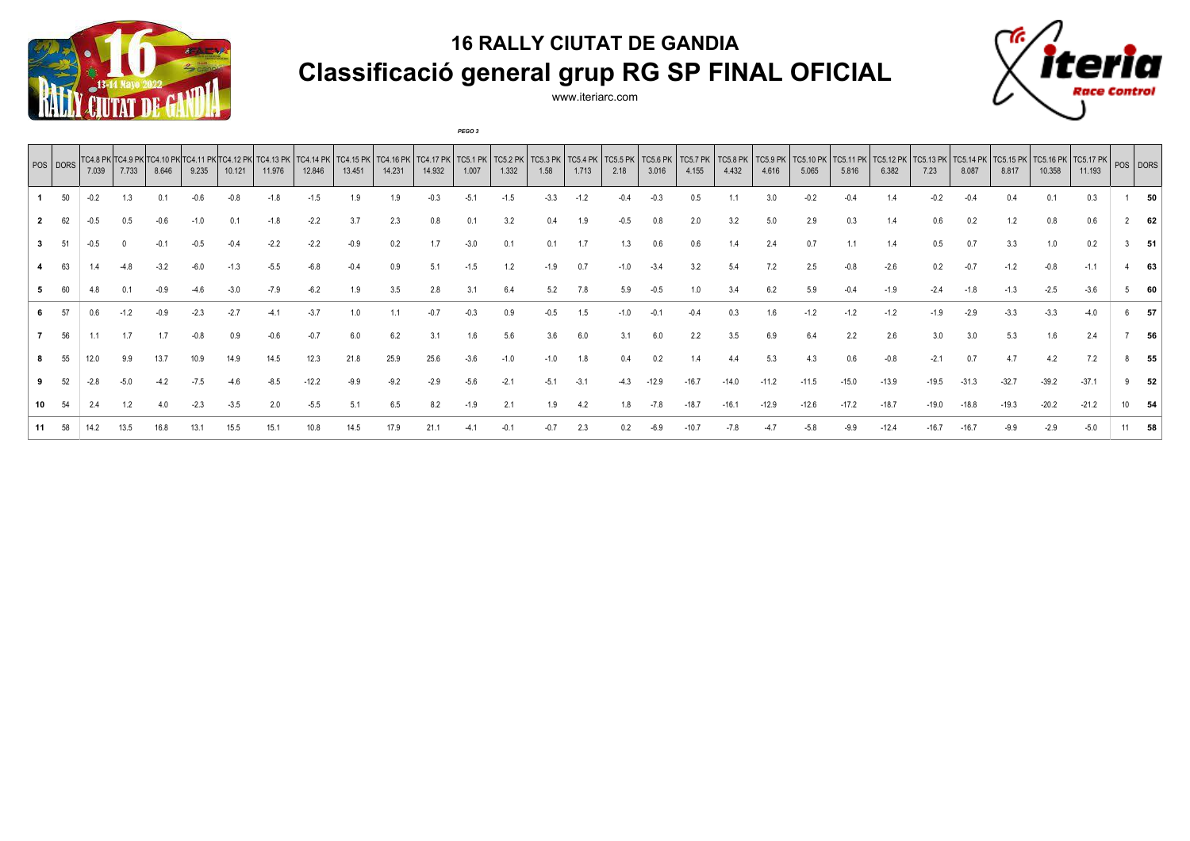# 16 RALLY CIUTAT DE GANDIA

## Classificació general grup RG SP FINAL OFICIAL

www.iteriarc.com

*PEGO 3*

| POS | DORS | TC4.8 PK 7.039 | TC4.9 PK 7.733 | TC4.10 PK 8.646 | TC4.11 PK 9.235 | TC4.12 PK 10.121 | TC4.13 PK 11.976 | TC4.14 PK 12.846 | TC4.15 PK 13.451 | TC4.16 PK 14.231 | TC4.17 PK 14.932 | TC5.1 PK 1.007 | TC5.2 PK 1.332 | TC5.3 PK 1.58 | TC5.4 PK 1.713 | TC5.5 PK 2.18 | TC5.6 PK 3.016 | TC5.7 PK 4.155 | TC5.8 PK 4.432 | TC5.9 PK 4.616 | TC5.10 PK 5.065 | TC5.11 PK 5.816 | TC5.12 PK 6.382 | TC5.13 PK 7.23 | TC5.14 PK 8.087 | TC5.15 PK 8.817 | TC5.16 PK 10.358 | TC5.17 PK 11.193 | POS | DORS |
|---|---|---|---|---|---|---|---|---|---|---|---|---|---|---|---|---|---|---|---|---|---|---|---|---|---|---|---|---|---|---|
| **1** | 50 | -0.2 | 1.3 | 0.1 | -0.6 | -0.8 | -1.8 | -1.5 | 1.9 | 1.9 | -0.3 | -5.1 | -1.5 | -3.3 | -1.2 | -0.4 | -0.3 | 0.5 | 1.1 | 3.0 | -0.2 | -0.4 | 1.4 | -0.2 | -0.4 | 0.4 | 0.1 | 0.3 | 1 | **50** |
| **2** | 62 | -0.5 | 0.5 | -0.6 | -1.0 | 0.1 | -1.8 | -2.2 | 3.7 | 2.3 | 0.8 | 0.1 | 3.2 | 0.4 | 1.9 | -0.5 | 0.8 | 2.0 | 3.2 | 5.0 | 2.9 | 0.3 | 1.4 | 0.6 | 0.2 | 1.2 | 0.8 | 0.6 | 2 | **62** |
| **3** | 51 | -0.5 | 0 | -0.1 | -0.5 | -0.4 | -2.2 | -2.2 | -0.9 | 0.2 | 1.7 | -3.0 | 0.1 | 0.1 | 1.7 | 1.3 | 0.6 | 0.6 | 1.4 | 2.4 | 0.7 | 1.1 | 1.4 | 0.5 | 0.7 | 3.3 | 1.0 | 0.2 | 3 | **51** |
| **4** | 63 | 1.4 | -4.8 | -3.2 | -6.0 | -1.3 | -5.5 | -6.8 | -0.4 | 0.9 | 5.1 | -1.5 | 1.2 | -1.9 | 0.7 | -1.0 | -3.4 | 3.2 | 5.4 | 7.2 | 2.5 | -0.8 | -2.6 | 0.2 | -0.7 | -1.2 | -0.8 | -1.1 | 4 | **63** |
| **5** | 60 | 4.8 | 0.1 | -0.9 | -4.6 | -3.0 | -7.9 | -6.2 | 1.9 | 3.5 | 2.8 | 3.1 | 6.4 | 5.2 | 7.8 | 5.9 | -0.5 | 1.0 | 3.4 | 6.2 | 5.9 | -0.4 | -1.9 | -2.4 | -1.8 | -1.3 | -2.5 | -3.6 | 5 | **60** |
| **6** | 57 | 0.6 | -1.2 | -0.9 | -2.3 | -2.7 | -4.1 | -3.7 | 1.0 | 1.1 | -0.7 | -0.3 | 0.9 | -0.5 | 1.5 | -1.0 | -0.1 | -0.4 | 0.3 | 1.6 | -1.2 | -1.2 | -1.2 | -1.9 | -2.9 | -3.3 | -3.3 | -4.0 | 6 | **57** |
| **7** | 56 | 1.1 | 1.7 | 1.7 | -0.8 | 0.9 | -0.6 | -0.7 | 6.0 | 6.2 | 3.1 | 1.6 | 5.6 | 3.6 | 6.0 | 3.1 | 6.0 | 2.2 | 3.5 | 6.9 | 6.4 | 2.2 | 2.6 | 3.0 | 3.0 | 5.3 | 1.6 | 2.4 | 7 | **56** |
| **8** | 55 | 12.0 | 9.9 | 13.7 | 10.9 | 14.9 | 14.5 | 12.3 | 21.8 | 25.9 | 25.6 | -3.6 | -1.0 | -1.0 | 1.8 | 0.4 | 0.2 | 1.4 | 4.4 | 5.3 | 4.3 | 0.6 | -0.8 | -2.1 | 0.7 | 4.7 | 4.2 | 7.2 | 8 | **55** |
| **9** | 52 | -2.8 | -5.0 | -4.2 | -7.5 | -4.6 | -8.5 | -12.2 | -9.9 | -9.2 | -2.9 | -5.6 | -2.1 | -5.1 | -3.1 | -4.3 | -12.9 | -16.7 | -14.0 | -11.2 | -11.5 | -15.0 | -13.9 | -19.5 | -31.3 | -32.7 | -39.2 | -37.1 | 9 | **52** |
| **10** | 54 | 2.4 | 1.2 | 4.0 | -2.3 | -3.5 | 2.0 | -5.5 | 5.1 | 6.5 | 8.2 | -1.9 | 2.1 | 1.9 | 4.2 | 1.8 | -7.8 | -18.7 | -16.1 | -12.9 | -12.6 | -17.2 | -18.7 | -19.0 | -18.8 | -19.3 | -20.2 | -21.2 | 10 | **54** |
| **11** | 58 | 14.2 | 13.5 | 16.8 | 13.1 | 15.5 | 15.1 | 10.8 | 14.5 | 17.9 | 21.1 | -4.1 | -0.1 | -0.7 | 2.3 | 0.2 | -6.9 | -10.7 | -7.8 | -4.7 | -5.8 | -9.9 | -12.4 | -16.7 | -16.7 | -9.9 | -2.9 | -5.0 | 11 | **58** |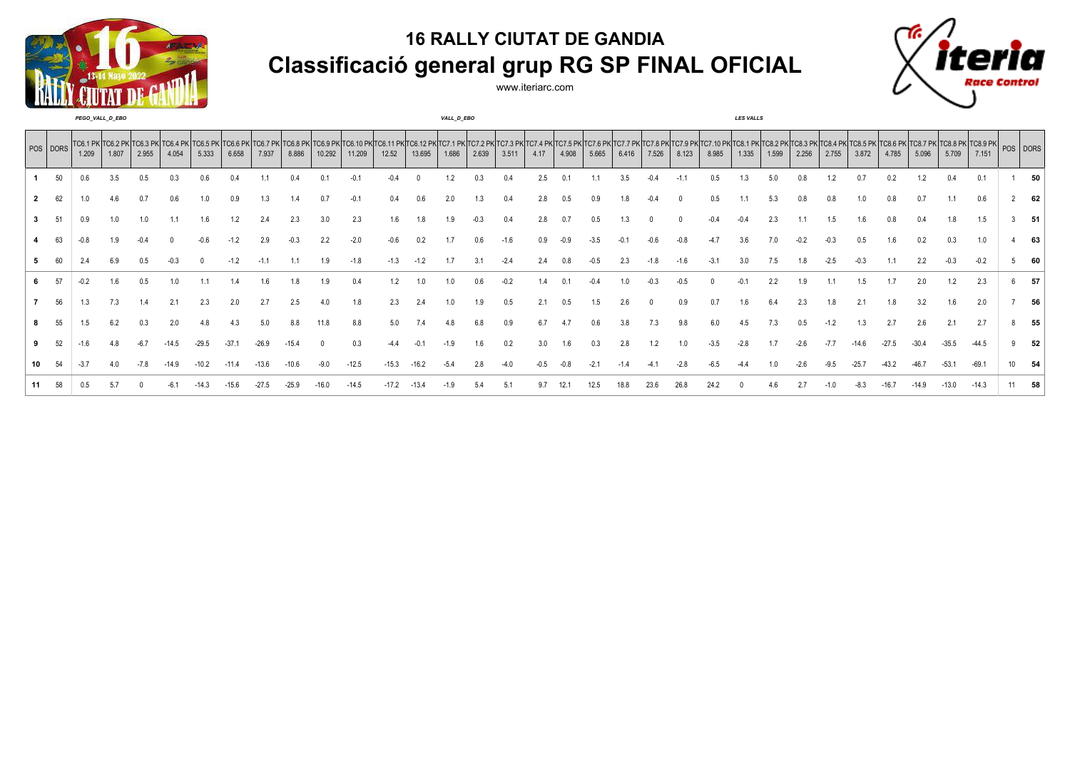# 16 RALLY CIUTAT DE GANDIA

## Classificació general grup RG SP FINAL OFICIAL

www.iteriarc.com

| | | *PEGO_VALL_D_EBO* | | | | | | | | | | | | *VALL_D_EBO* | | | | | | | | | | | *LES VALLS* | | | | | | | | | | | |
|---|---|---|---|---|---|---|---|---|---|---|---|---|---|---|---|---|---|---|---|---|---|---|---|---|---|---|---|---|---|---|---|---|---|---|---|---|
| POS | DORS | TC6.1 PK 1.209 | TC6.2 PK 1.807 | TC6.3 PK 2.955 | TC6.4 PK 4.054 | TC6.5 PK 5.333 | TC6.6 PK 6.658 | TC6.7 PK 7.937 | TC6.8 PK 8.886 | TC6.9 PK 10.292 | TC6.10 PK 11.209 | TC6.11 PK 12.52 | TC6.12 PK 13.695 | TC7.1 PK 1.686 | TC7.2 PK 2.639 | TC7.3 PK 3.511 | TC7.4 PK 4.17 | TC7.5 PK 4.908 | TC7.6 PK 5.665 | TC7.7 PK 6.416 | TC7.8 PK 7.526 | TC7.9 PK 8.123 | TC7.10 PK 8.985 | TC8.1 PK 1.335 | TC8.2 PK 1.599 | TC8.3 PK 2.256 | TC8.4 PK 2.755 | TC8.5 PK 3.872 | TC8.6 PK 4.785 | TC8.7 PK 5.096 | TC8.8 PK 5.709 | TC8.9 PK 7.151 | POS | DORS |
| 1 | 50 | 0.6 | 3.5 | 0.5 | 0.3 | 0.6 | 0.4 | 1.1 | 0.4 | 0.1 | -0.1 | -0.4 | 0 | 1.2 | 0.3 | 0.4 | 2.5 | 0.1 | 1.1 | 3.5 | -0.4 | -1.1 | 0.5 | 1.3 | 5.0 | 0.8 | 1.2 | 0.7 | 0.2 | 1.2 | 0.4 | 0.1 | 1 | 50 |
| 2 | 62 | 1.0 | 4.6 | 0.7 | 0.6 | 1.0 | 0.9 | 1.3 | 1.4 | 0.7 | -0.1 | 0.4 | 0.6 | 2.0 | 1.3 | 0.4 | 2.8 | 0.5 | 0.9 | 1.8 | -0.4 | 0 | 0.5 | 1.1 | 5.3 | 0.8 | 0.8 | 1.0 | 0.8 | 0.7 | 1.1 | 0.6 | 2 | 62 |
| 3 | 51 | 0.9 | 1.0 | 1.0 | 1.1 | 1.6 | 1.2 | 2.4 | 2.3 | 3.0 | 2.3 | 1.6 | 1.8 | 1.9 | -0.3 | 0.4 | 2.8 | 0.7 | 0.5 | 1.3 | 0 | 0 | -0.4 | -0.4 | 2.3 | 1.1 | 1.5 | 1.6 | 0.8 | 0.4 | 1.8 | 1.5 | 3 | 51 |
| 4 | 63 | -0.8 | 1.9 | -0.4 | 0 | -0.6 | -1.2 | 2.9 | -0.3 | 2.2 | -2.0 | -0.6 | 0.2 | 1.7 | 0.6 | -1.6 | 0.9 | -0.9 | -3.5 | -0.1 | -0.6 | -0.8 | -4.7 | 3.6 | 7.0 | -0.2 | -0.3 | 0.5 | 1.6 | 0.2 | 0.3 | 1.0 | 4 | 63 |
| 5 | 60 | 2.4 | 6.9 | 0.5 | -0.3 | 0 | -1.2 | -1.1 | 1.1 | 1.9 | -1.8 | -1.3 | -1.2 | 1.7 | 3.1 | -2.4 | 2.4 | 0.8 | -0.5 | 2.3 | -1.8 | -1.6 | -3.1 | 3.0 | 7.5 | 1.8 | -2.5 | -0.3 | 1.1 | 2.2 | -0.3 | -0.2 | 5 | 60 |
| 6 | 57 | -0.2 | 1.6 | 0.5 | 1.0 | 1.1 | 1.4 | 1.6 | 1.8 | 1.9 | 0.4 | 1.2 | 1.0 | 1.0 | 0.6 | -0.2 | 1.4 | 0.1 | -0.4 | 1.0 | -0.3 | -0.5 | 0 | -0.1 | 2.2 | 1.9 | 1.1 | 1.5 | 1.7 | 2.0 | 1.2 | 2.3 | 6 | 57 |
| 7 | 56 | 1.3 | 7.3 | 1.4 | 2.1 | 2.3 | 2.0 | 2.7 | 2.5 | 4.0 | 1.8 | 2.3 | 2.4 | 1.0 | 1.9 | 0.5 | 2.1 | 0.5 | 1.5 | 2.6 | 0 | 0.9 | 0.7 | 1.6 | 6.4 | 2.3 | 1.8 | 2.1 | 1.8 | 3.2 | 1.6 | 2.0 | 7 | 56 |
| 8 | 55 | 1.5 | 6.2 | 0.3 | 2.0 | 4.8 | 4.3 | 5.0 | 8.8 | 11.8 | 8.8 | 5.0 | 7.4 | 4.8 | 6.8 | 0.9 | 6.7 | 4.7 | 0.6 | 3.8 | 7.3 | 9.8 | 6.0 | 4.5 | 7.3 | 0.5 | -1.2 | 1.3 | 2.7 | 2.6 | 2.1 | 2.7 | 8 | 55 |
| 9 | 52 | -1.6 | 4.8 | -6.7 | -14.5 | -29.5 | -37.1 | -26.9 | -15.4 | 0 | 0.3 | -4.4 | -0.1 | -1.9 | 1.6 | 0.2 | 3.0 | 1.6 | 0.3 | 2.8 | 1.2 | 1.0 | -3.5 | -2.8 | 1.7 | -2.6 | -7.7 | -14.6 | -27.5 | -30.4 | -35.5 | -44.5 | 9 | 52 |
| 10 | 54 | -3.7 | 4.0 | -7.8 | -14.9 | -10.2 | -11.4 | -13.6 | -10.6 | -9.0 | -12.5 | -15.3 | -16.2 | -5.4 | 2.8 | -4.0 | -0.5 | -0.8 | -2.1 | -1.4 | -4.1 | -2.8 | -6.5 | -4.4 | 1.0 | -2.6 | -9.5 | -25.7 | -43.2 | -46.7 | -53.1 | -69.1 | 10 | 54 |
| 11 | 58 | 0.5 | 5.7 | 0 | -6.1 | -14.3 | -15.6 | -27.5 | -25.9 | -16.0 | -14.5 | -17.2 | -13.4 | -1.9 | 5.4 | 5.1 | 9.7 | 12.1 | 12.5 | 18.8 | 23.6 | 26.8 | 24.2 | 0 | 4.6 | 2.7 | -1.0 | -8.3 | -16.7 | -14.9 | -13.0 | -14.3 | 11 | 58 |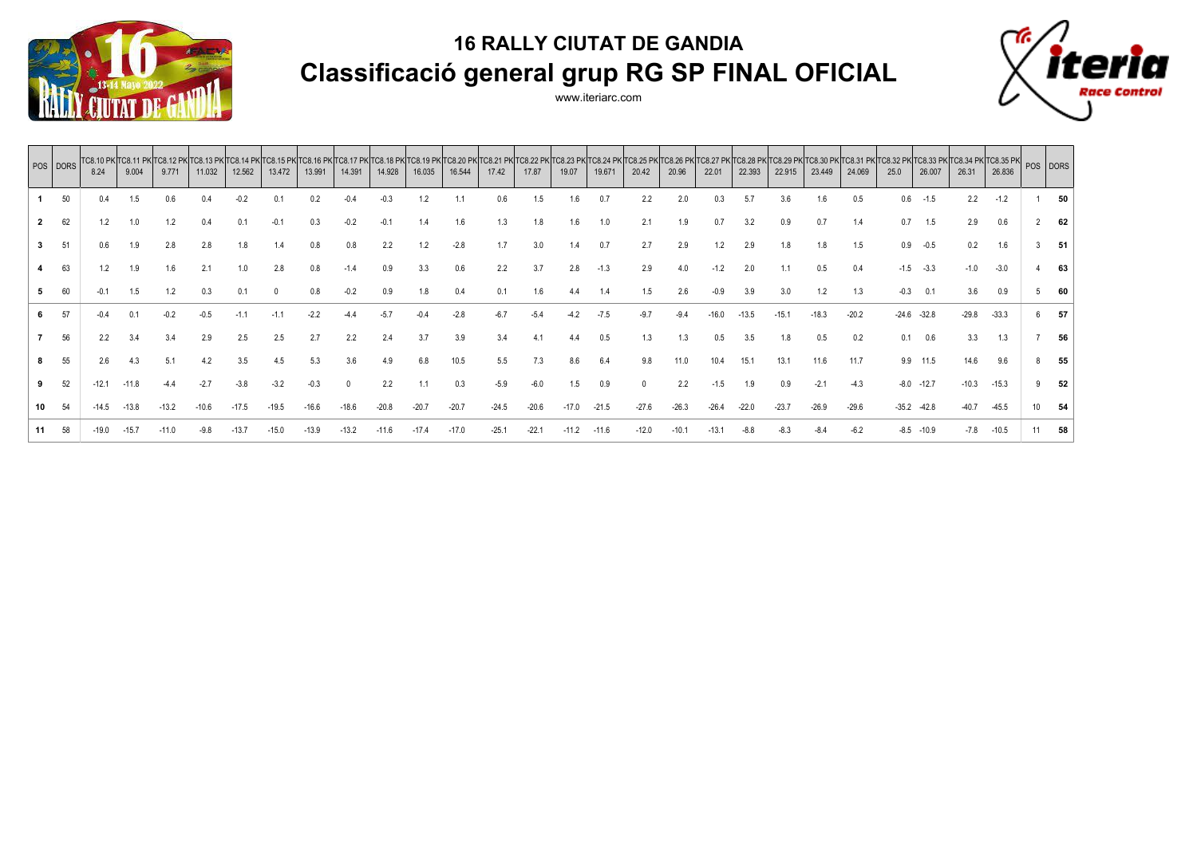# 16 RALLY CIUTAT DE GANDIA

## Classificació general grup RG SP FINAL OFICIAL

www.iteriarc.com

| POS | DORS | TC8.10 PK 8.24 | TC8.11 PK 9.004 | TC8.12 PK 9.771 | TC8.13 PK 11.032 | TC8.14 PK 12.562 | TC8.15 PK 13.472 | TC8.16 PK 13.991 | TC8.17 PK 14.391 | TC8.18 PK 14.928 | TC8.19 PK 16.035 | TC8.20 PK 16.544 | TC8.21 PK 17.42 | TC8.22 PK 17.87 | TC8.23 PK 19.07 | TC8.24 PK 19.671 | TC8.25 PK 20.42 | TC8.26 PK 20.96 | TC8.27 PK 22.01 | TC8.28 PK 22.393 | TC8.29 PK 22.915 | TC8.30 PK 23.449 | TC8.31 PK 24.069 | TC8.32 PK 25.0 | TC8.33 PK 26.007 | TC8.34 PK 26.31 | TC8.35 PK 26.836 | POS | DORS |
|---|---|---|---|---|---|---|---|---|---|---|---|---|---|---|---|---|---|---|---|---|---|---|---|---|---|---|---|---|---|
| 1 | 50 | 0.4 | 1.5 | 0.6 | 0.4 | -0.2 | 0.1 | 0.2 | -0.4 | -0.3 | 1.2 | 1.1 | 0.6 | 1.5 | 1.6 | 0.7 | 2.2 | 2.0 | 0.3 | 5.7 | 3.6 | 1.6 | 0.5 | 0.6 | -1.5 | 2.2 | -1.2 | 1 | 50 |
| 2 | 62 | 1.2 | 1.0 | 1.2 | 0.4 | 0.1 | -0.1 | 0.3 | -0.2 | -0.1 | 1.4 | 1.6 | 1.3 | 1.8 | 1.6 | 1.0 | 2.1 | 1.9 | 0.7 | 3.2 | 0.9 | 0.7 | 1.4 | 0.7 | 1.5 | 2.9 | 0.6 | 2 | 62 |
| 3 | 51 | 0.6 | 1.9 | 2.8 | 2.8 | 1.8 | 1.4 | 0.8 | 0.8 | 2.2 | 1.2 | -2.8 | 1.7 | 3.0 | 1.4 | 0.7 | 2.7 | 2.9 | 1.2 | 2.9 | 1.8 | 1.8 | 1.5 | 0.9 | -0.5 | 0.2 | 1.6 | 3 | 51 |
| 4 | 63 | 1.2 | 1.9 | 1.6 | 2.1 | 1.0 | 2.8 | 0.8 | -1.4 | 0.9 | 3.3 | 0.6 | 2.2 | 3.7 | 2.8 | -1.3 | 2.9 | 4.0 | -1.2 | 2.0 | 1.1 | 0.5 | 0.4 | -1.5 | -3.3 | -1.0 | -3.0 | 4 | 63 |
| 5 | 60 | -0.1 | 1.5 | 1.2 | 0.3 | 0.1 | 0 | 0.8 | -0.2 | 0.9 | 1.8 | 0.4 | 0.1 | 1.6 | 4.4 | 1.4 | 1.5 | 2.6 | -0.9 | 3.9 | 3.0 | 1.2 | 1.3 | -0.3 | 0.1 | 3.6 | 0.9 | 5 | 60 |
| 6 | 57 | -0.4 | 0.1 | -0.2 | -0.5 | -1.1 | -1.1 | -2.2 | -4.4 | -5.7 | -0.4 | -2.8 | -6.7 | -5.4 | -4.2 | -7.5 | -9.7 | -9.4 | -16.0 | -13.5 | -15.1 | -18.3 | -20.2 | -24.6 | -32.8 | -29.8 | -33.3 | 6 | 57 |
| 7 | 56 | 2.2 | 3.4 | 3.4 | 2.9 | 2.5 | 2.5 | 2.7 | 2.2 | 2.4 | 3.7 | 3.9 | 3.4 | 4.1 | 4.4 | 0.5 | 1.3 | 1.3 | 0.5 | 3.5 | 1.8 | 0.5 | 0.2 | 0.1 | 0.6 | 3.3 | 1.3 | 7 | 56 |
| 8 | 55 | 2.6 | 4.3 | 5.1 | 4.2 | 3.5 | 4.5 | 5.3 | 3.6 | 4.9 | 6.8 | 10.5 | 5.5 | 7.3 | 8.6 | 6.4 | 9.8 | 11.0 | 10.4 | 15.1 | 13.1 | 11.6 | 11.7 | 9.9 | 11.5 | 14.6 | 9.6 | 8 | 55 |
| 9 | 52 | -12.1 | -11.8 | -4.4 | -2.7 | -3.8 | -3.2 | -0.3 | 0 | 2.2 | 1.1 | 0.3 | -5.9 | -6.0 | 1.5 | 0.9 | 0 | 2.2 | -1.5 | 1.9 | 0.9 | -2.1 | -4.3 | -8.0 | -12.7 | -10.3 | -15.3 | 9 | 52 |
| 10 | 54 | -14.5 | -13.8 | -13.2 | -10.6 | -17.5 | -19.5 | -16.6 | -18.6 | -20.8 | -20.7 | -20.7 | -24.5 | -20.6 | -17.0 | -21.5 | -27.6 | -26.3 | -26.4 | -22.0 | -23.7 | -26.9 | -29.6 | -35.2 | -42.8 | -40.7 | -45.5 | 10 | 54 |
| 11 | 58 | -19.0 | -15.7 | -11.0 | -9.8 | -13.7 | -15.0 | -13.9 | -13.2 | -11.6 | -17.4 | -17.0 | -25.1 | -22.1 | -11.2 | -11.6 | -12.0 | -10.1 | -13.1 | -8.8 | -8.3 | -8.4 | -6.2 | -8.5 | -10.9 | -7.8 | -10.5 | 11 | 58 |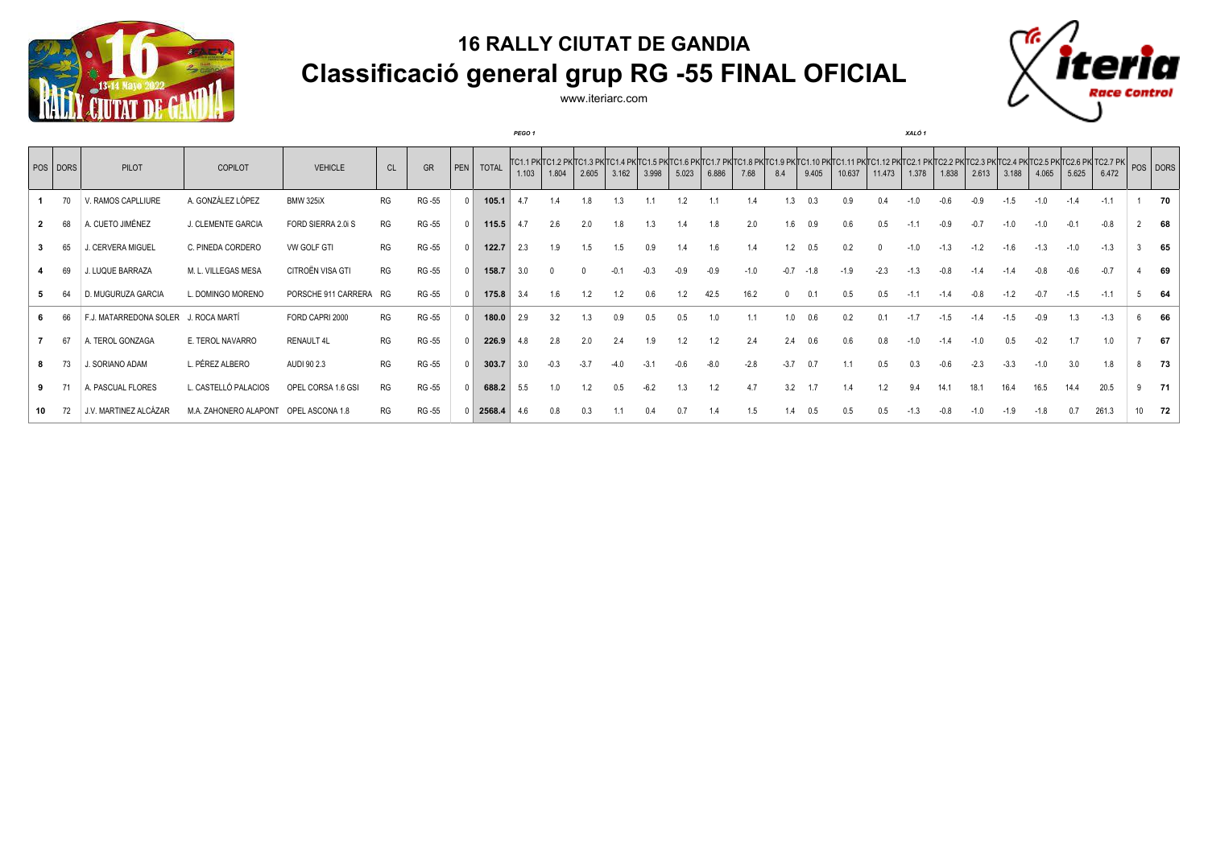# 16 RALLY CIUTAT DE GANDIA

## Classificació general grup RG -55 FINAL OFICIAL

www.iteriarc.com

| POS | DORS | PILOT | COPILOT | VEHICLE | CL | GR | PEN | TOTAL | TC1.1 PK 1.103 (PEGO 1) | TC1.2 PK 1.804 | TC1.3 PK 2.605 | TC1.4 PK 3.162 | TC1.5 PK 3.998 | TC1.6 PK 5.023 | TC1.7 PK 6.886 | TC1.8 PK 7.68 | TC1.9 PK 8.4 | TC1.10 PK 9.405 | TC1.11 PK 10.637 | TC1.12 PK 11.473 | TC2.1 PK 1.378 (XALÓ 1) | TC2.2 PK 1.838 | TC2.3 PK 2.613 | TC2.4 PK 3.188 | TC2.5 PK 4.065 | TC2.6 PK 5.625 | TC2.7 PK 6.472 | POS | DORS |
|---|---|---|---|---|---|---|---|---|---|---|---|---|---|---|---|---|---|---|---|---|---|---|---|---|---|---|---|---|---|
| 1 | 70 | V. RAMOS CAPLLIURE | A. GONZÁLEZ LÓPEZ | BMW 325iX | RG | RG -55 | 0 | 105.1 | 4.7 | 1.4 | 1.8 | 1.3 | 1.1 | 1.2 | 1.1 | 1.4 | 1.3 | 0.3 | 0.9 | 0.4 | -1.0 | -0.6 | -0.9 | -1.5 | -1.0 | -1.4 | -1.1 | 1 | 70 |
| 2 | 68 | A. CUETO JIMÉNEZ | J. CLEMENTE GARCIA | FORD SIERRA 2.0i S | RG | RG -55 | 0 | 115.5 | 4.7 | 2.6 | 2.0 | 1.8 | 1.3 | 1.4 | 1.8 | 2.0 | 1.6 | 0.9 | 0.6 | 0.5 | -1.1 | -0.9 | -0.7 | -1.0 | -1.0 | -0.1 | -0.8 | 2 | 68 |
| 3 | 65 | J. CERVERA MIGUEL | C. PINEDA CORDERO | VW GOLF GTI | RG | RG -55 | 0 | 122.7 | 2.3 | 1.9 | 1.5 | 1.5 | 0.9 | 1.4 | 1.6 | 1.4 | 1.2 | 0.5 | 0.2 | 0 | -1.0 | -1.3 | -1.2 | -1.6 | -1.3 | -1.0 | -1.3 | 3 | 65 |
| 4 | 69 | J. LUQUE BARRAZA | M. L. VILLEGAS MESA | CITROËN VISA GTI | RG | RG -55 | 0 | 158.7 | 3.0 | 0 | 0 | -0.1 | -0.3 | -0.9 | -0.9 | -1.0 | -0.7 | -1.8 | -1.9 | -2.3 | -1.3 | -0.8 | -1.4 | -1.4 | -0.8 | -0.6 | -0.7 | 4 | 69 |
| 5 | 64 | D. MUGURUZA GARCIA | L. DOMINGO MORENO | PORSCHE 911 CARRERA | RG | RG -55 | 0 | 175.8 | 3.4 | 1.6 | 1.2 | 1.2 | 0.6 | 1.2 | 42.5 | 16.2 | 0 | 0.1 | 0.5 | 0.5 | -1.1 | -1.4 | -0.8 | -1.2 | -0.7 | -1.5 | -1.1 | 5 | 64 |
| 6 | 66 | F.J. MATARREDONA SOLER | J. ROCA MARTÍ | FORD CAPRI 2000 | RG | RG -55 | 0 | 180.0 | 2.9 | 3.2 | 1.3 | 0.9 | 0.5 | 0.5 | 1.0 | 1.1 | 1.0 | 0.6 | 0.2 | 0.1 | -1.7 | -1.5 | -1.4 | -1.5 | -0.9 | 1.3 | -1.3 | 6 | 66 |
| 7 | 67 | A. TEROL GONZAGA | E. TEROL NAVARRO | RENAULT 4L | RG | RG -55 | 0 | 226.9 | 4.8 | 2.8 | 2.0 | 2.4 | 1.9 | 1.2 | 1.2 | 2.4 | 2.4 | 0.6 | 0.6 | 0.8 | -1.0 | -1.4 | -1.0 | 0.5 | -0.2 | 1.7 | 1.0 | 7 | 67 |
| 8 | 73 | J. SORIANO ADAM | L. PÉREZ ALBERO | AUDI 90 2.3 | RG | RG -55 | 0 | 303.7 | 3.0 | -0.3 | -3.7 | -4.0 | -3.1 | -0.6 | -8.0 | -2.8 | -3.7 | 0.7 | 1.1 | 0.5 | 0.3 | -0.6 | -2.3 | -3.3 | -1.0 | 3.0 | 1.8 | 8 | 73 |
| 9 | 71 | A. PASCUAL FLORES | L. CASTELLÓ PALACIOS | OPEL CORSA 1.6 GSI | RG | RG -55 | 0 | 688.2 | 5.5 | 1.0 | 1.2 | 0.5 | -6.2 | 1.3 | 1.2 | 4.7 | 3.2 | 1.7 | 1.4 | 1.2 | 9.4 | 14.1 | 18.1 | 16.4 | 16.5 | 14.4 | 20.5 | 9 | 71 |
| 10 | 72 | J.V. MARTINEZ ALCÁZAR | M.A. ZAHONERO ALAPONT | OPEL ASCONA 1.8 | RG | RG -55 | 0 | 2568.4 | 4.6 | 0.8 | 0.3 | 1.1 | 0.4 | 0.7 | 1.4 | 1.5 | 1.4 | 0.5 | 0.5 | 0.5 | -1.3 | -0.8 | -1.0 | -1.9 | -1.8 | 0.7 | 261.3 | 10 | 72 |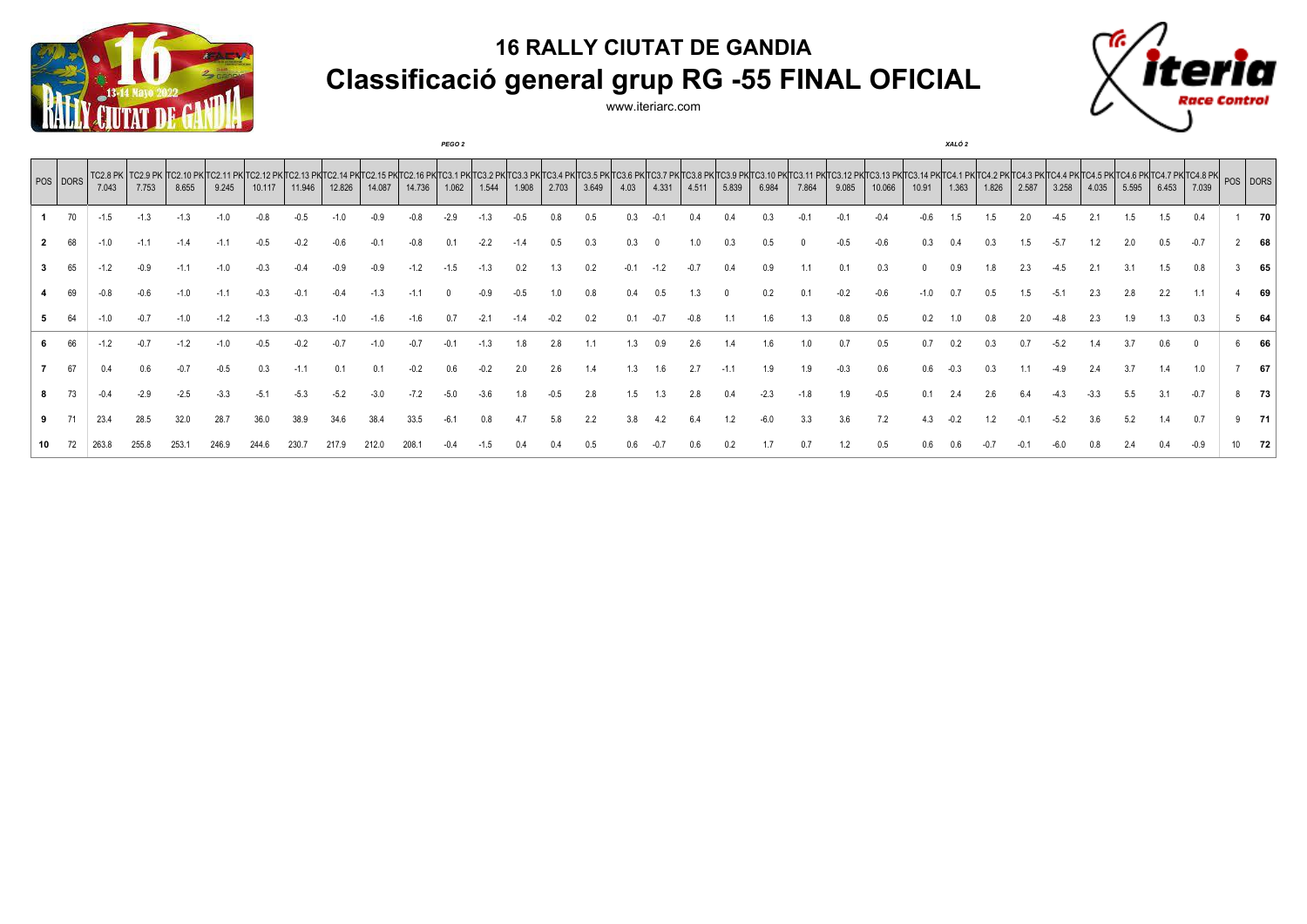# 16 RALLY CIUTAT DE GANDIA

## Classificació general grup RG -55 FINAL OFICIAL

www.iteriarc.com

| | | | | | | | | | | | PEGO 2 | | | | | | | | | | | | | | | | XALÓ 2 | | | | | | | | | |
|---|---|---|---|---|---|---|---|---|---|---|---|---|---|---|---|---|---|---|---|---|---|---|---|---|---|---|---|---|---|---|---|---|---|---|---|---|
| POS | DORS | TC2.8 PK 7.043 | TC2.9 PK 7.753 | TC2.10 PK 8.655 | TC2.11 PK 9.245 | TC2.12 PK 10.117 | TC2.13 PK 11.946 | TC2.14 PK 12.826 | TC2.15 PK 14.087 | TC2.16 PK 14.736 | TC3.1 PK 1.062 | TC3.2 PK 1.544 | TC3.3 PK 1.908 | TC3.4 PK 2.703 | TC3.5 PK 3.649 | TC3.6 PK 4.03 | TC3.7 PK 4.331 | TC3.8 PK 4.511 | TC3.9 PK 5.839 | TC3.10 PK 6.984 | TC3.11 PK 7.864 | TC3.12 PK 9.085 | TC3.13 PK 10.066 | TC3.14 PK 10.91 | TC4.1 PK 1.363 | TC4.2 PK 1.826 | TC4.3 PK 2.587 | TC4.4 PK 3.258 | TC4.5 PK 4.035 | TC4.6 PK 5.595 | TC4.7 PK 6.453 | TC4.8 PK 7.039 | POS | DORS |
| **1** | 70 | -1.5 | -1.3 | -1.3 | -1.0 | -0.8 | -0.5 | -1.0 | -0.9 | -0.8 | -2.9 | -1.3 | -0.5 | 0.8 | 0.5 | 0.3 | -0.1 | 0.4 | 0.4 | 0.3 | -0.1 | -0.1 | -0.4 | -0.6 | 1.5 | 1.5 | 2.0 | -4.5 | 2.1 | 1.5 | 1.5 | 0.4 | 1 | **70** |
| **2** | 68 | -1.0 | -1.1 | -1.4 | -1.1 | -0.5 | -0.2 | -0.6 | -0.1 | -0.8 | 0.1 | -2.2 | -1.4 | 0.5 | 0.3 | 0.3 | 0 | 1.0 | 0.3 | 0.5 | 0 | -0.5 | -0.6 | 0.3 | 0.4 | 0.3 | 1.5 | -5.7 | 1.2 | 2.0 | 0.5 | -0.7 | 2 | **68** |
| **3** | 65 | -1.2 | -0.9 | -1.1 | -1.0 | -0.3 | -0.4 | -0.9 | -0.9 | -1.2 | -1.5 | -1.3 | 0.2 | 1.3 | 0.2 | -0.1 | -1.2 | -0.7 | 0.4 | 0.9 | 1.1 | 0.1 | 0.3 | 0 | 0.9 | 1.8 | 2.3 | -4.5 | 2.1 | 3.1 | 1.5 | 0.8 | 3 | **65** |
| **4** | 69 | -0.8 | -0.6 | -1.0 | -1.1 | -0.3 | -0.1 | -0.4 | -1.3 | -1.1 | 0 | -0.9 | -0.5 | 1.0 | 0.8 | 0.4 | 0.5 | 1.3 | 0 | 0.2 | 0.1 | -0.2 | -0.6 | -1.0 | 0.7 | 0.5 | 1.5 | -5.1 | 2.3 | 2.8 | 2.2 | 1.1 | 4 | **69** |
| **5** | 64 | -1.0 | -0.7 | -1.0 | -1.2 | -1.3 | -0.3 | -1.0 | -1.6 | -1.6 | 0.7 | -2.1 | -1.4 | -0.2 | 0.2 | 0.1 | -0.7 | -0.8 | 1.1 | 1.6 | 1.3 | 0.8 | 0.5 | 0.2 | 1.0 | 0.8 | 2.0 | -4.8 | 2.3 | 1.9 | 1.3 | 0.3 | 5 | **64** |
| **6** | 66 | -1.2 | -0.7 | -1.2 | -1.0 | -0.5 | -0.2 | -0.7 | -1.0 | -0.7 | -0.1 | -1.3 | 1.8 | 2.8 | 1.1 | 1.3 | 0.9 | 2.6 | 1.4 | 1.6 | 1.0 | 0.7 | 0.5 | 0.7 | 0.2 | 0.3 | 0.7 | -5.2 | 1.4 | 3.7 | 0.6 | 0 | 6 | **66** |
| **7** | 67 | 0.4 | 0.6 | -0.7 | -0.5 | 0.3 | -1.1 | 0.1 | 0.1 | -0.2 | 0.6 | -0.2 | 2.0 | 2.6 | 1.4 | 1.3 | 1.6 | 2.7 | -1.1 | 1.9 | 1.9 | -0.3 | 0.6 | 0.6 | -0.3 | 0.3 | 1.1 | -4.9 | 2.4 | 3.7 | 1.4 | 1.0 | 7 | **67** |
| **8** | 73 | -0.4 | -2.9 | -2.5 | -3.3 | -5.1 | -5.3 | -5.2 | -3.0 | -7.2 | -5.0 | -3.6 | 1.8 | -0.5 | 2.8 | 1.5 | 1.3 | 2.8 | 0.4 | -2.3 | -1.8 | 1.9 | -0.5 | 0.1 | 2.4 | 2.6 | 6.4 | -4.3 | -3.3 | 5.5 | 3.1 | -0.7 | 8 | **73** |
| **9** | 71 | 23.4 | 28.5 | 32.0 | 28.7 | 36.0 | 38.9 | 34.6 | 38.4 | 33.5 | -6.1 | 0.8 | 4.7 | 5.8 | 2.2 | 3.8 | 4.2 | 6.4 | 1.2 | -6.0 | 3.3 | 3.6 | 7.2 | 4.3 | -0.2 | 1.2 | -0.1 | -5.2 | 3.6 | 5.2 | 1.4 | 0.7 | 9 | **71** |
| **10** | 72 | 263.8 | 255.8 | 253.1 | 246.9 | 244.6 | 230.7 | 217.9 | 212.0 | 208.1 | -0.4 | -1.5 | 0.4 | 0.4 | 0.5 | 0.6 | -0.7 | 0.6 | 0.2 | 1.7 | 0.7 | 1.2 | 0.5 | 0.6 | 0.6 | -0.7 | -0.1 | -6.0 | 0.8 | 2.4 | 0.4 | -0.9 | 10 | **72** |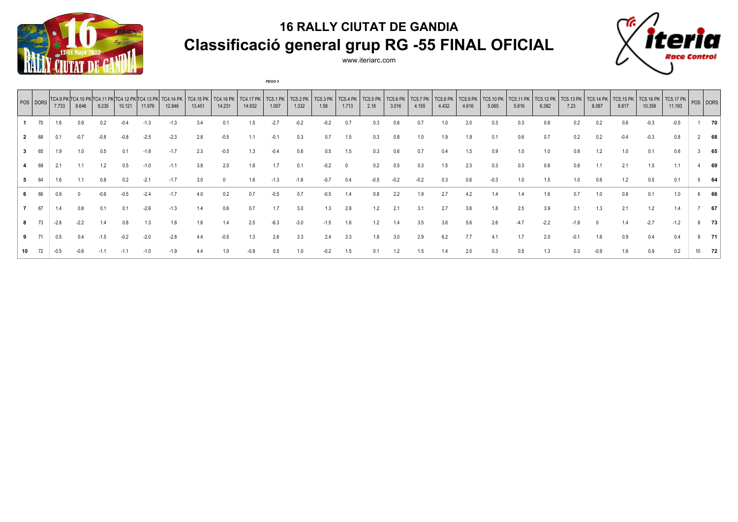## 16 RALLY CIUTAT DE GANDIA

## Classificació general grup RG -55 FINAL OFICIAL

www.iteriarc.com

*PEGO 3*

| POS | DORS | TC4.9 PK 7.733 | TC4.10 PK 8.646 | TC4.11 PK 9.235 | TC4.12 PK 10.121 | TC4.13 PK 11.976 | TC4.14 PK 12.846 | TC4.15 PK 13.451 | TC4.16 PK 14.231 | TC4.17 PK 14.932 | TC5.1 PK 1.007 | TC5.2 PK 1.332 | TC5.3 PK 1.58 | TC5.4 PK 1.713 | TC5.5 PK 2.18 | TC5.6 PK 3.016 | TC5.7 PK 4.155 | TC5.8 PK 4.432 | TC5.9 PK 4.616 | TC5.10 PK 5.065 | TC5.11 PK 5.816 | TC5.12 PK 6.382 | TC5.13 PK 7.23 | TC5.14 PK 8.087 | TC5.15 PK 8.817 | TC5.16 PK 10.358 | TC5.17 PK 11.193 | POS | DORS |
|---|---|---|---|---|---|---|---|---|---|---|---|---|---|---|---|---|---|---|---|---|---|---|---|---|---|---|---|---|---|
| 1 | 70 | 1.6 | 0.9 | 0.2 | -0.4 | -1.3 | -1.3 | 3.4 | 0.1 | 1.5 | -2.7 | -0.2 | -0.2 | 0.7 | 0.3 | 0.6 | 0.7 | 1.0 | 2.0 | 0.3 | 0.3 | 0.6 | 0.2 | 0.2 | 0.6 | -0.3 | -0.5 | 1 | 70 |
| 2 | 68 | 0.1 | -0.7 | -0.8 | -0.8 | -2.5 | -2.3 | 2.8 | -0.5 | 1.1 | -0.1 | 0.3 | 0.7 | 1.5 | 0.3 | 0.8 | 1.0 | 1.9 | 1.9 | 0.1 | 0.6 | 0.7 | 0.2 | 0.2 | -0.4 | -0.3 | 0.8 | 2 | 68 |
| 3 | 65 | 1.9 | 1.0 | 0.5 | 0.1 | -1.8 | -1.7 | 2.3 | -0.5 | 1.3 | -0.4 | 0.6 | 0.5 | 1.5 | 0.3 | 0.6 | 0.7 | 0.4 | 1.5 | 0.9 | 1.0 | 1.0 | 0.8 | 1.2 | 1.0 | 0.1 | 0.6 | 3 | 65 |
| 4 | 69 | 2.1 | 1.1 | 1.2 | 0.5 | -1.0 | -1.1 | 3.8 | 2.0 | 1.8 | 1.7 | 0.1 | -0.2 | 0 | 0.2 | 0.5 | 0.3 | 1.5 | 2.3 | 0.3 | 0.3 | 0.6 | 0.8 | 1.1 | 2.1 | 1.5 | 1.1 | 4 | 69 |
| 5 | 64 | 1.6 | 1.1 | 0.8 | 0.2 | -2.1 | -1.7 | 3.0 | 0 | 1.6 | -1.3 | -1.6 | -0.7 | 0.4 | -0.5 | -0.2 | -0.2 | 0.3 | 0.6 | -0.3 | 1.0 | 1.5 | 1.0 | 0.6 | 1.2 | 0.5 | 0.1 | 5 | 64 |
| 6 | 66 | 0.9 | 0 | -0.6 | -0.5 | -2.4 | -1.7 | 4.0 | 0.2 | 0.7 | -0.5 | 0.7 | -0.5 | 1.4 | 0.8 | 2.2 | 1.9 | 2.7 | 4.2 | 1.4 | 1.4 | 1.6 | 0.7 | 1.0 | 0.8 | 0.1 | 1.0 | 6 | 66 |
| 7 | 67 | 1.4 | 0.8 | 0.1 | 0.1 | -2.6 | -1.3 | 1.4 | 0.6 | 0.7 | 1.7 | 3.0 | 1.3 | 2.8 | 1.2 | 2.1 | 3.1 | 2.7 | 3.6 | 1.8 | 2.5 | 3.9 | 2.1 | 1.3 | 2.1 | 1.2 | 1.4 | 7 | 67 |
| 8 | 73 | -2.8 | -2.2 | 1.4 | 0.8 | 1.3 | 1.8 | 1.6 | 1.4 | 2.5 | -6.3 | -3.0 | -1.5 | 1.6 | 1.2 | 1.4 | 3.5 | 3.6 | 5.6 | 2.6 | -4.7 | -2.2 | -1.8 | 0 | 1.4 | -2.7 | -1.2 | 8 | 73 |
| 9 | 71 | 0.5 | 0.4 | -1.5 | -0.2 | -2.0 | -2.8 | 4.4 | -0.5 | 1.3 | 2.6 | 3.3 | 2.4 | 3.3 | 1.8 | 3.0 | 2.9 | 6.2 | 7.7 | 4.1 | 1.7 | 2.0 | -0.1 | 1.6 | 0.9 | 0.4 | 0.4 | 9 | 71 |
| 10 | 72 | -0.5 | -0.6 | -1.1 | -1.1 | -1.0 | -1.9 | 4.4 | 1.0 | -0.9 | 0.5 | 1.0 | -0.2 | 1.5 | 0.1 | 1.2 | 1.5 | 1.4 | 2.0 | 0.3 | 0.5 | 1.3 | 0.3 | -0.9 | 1.6 | 0.9 | 0.2 | 10 | 72 |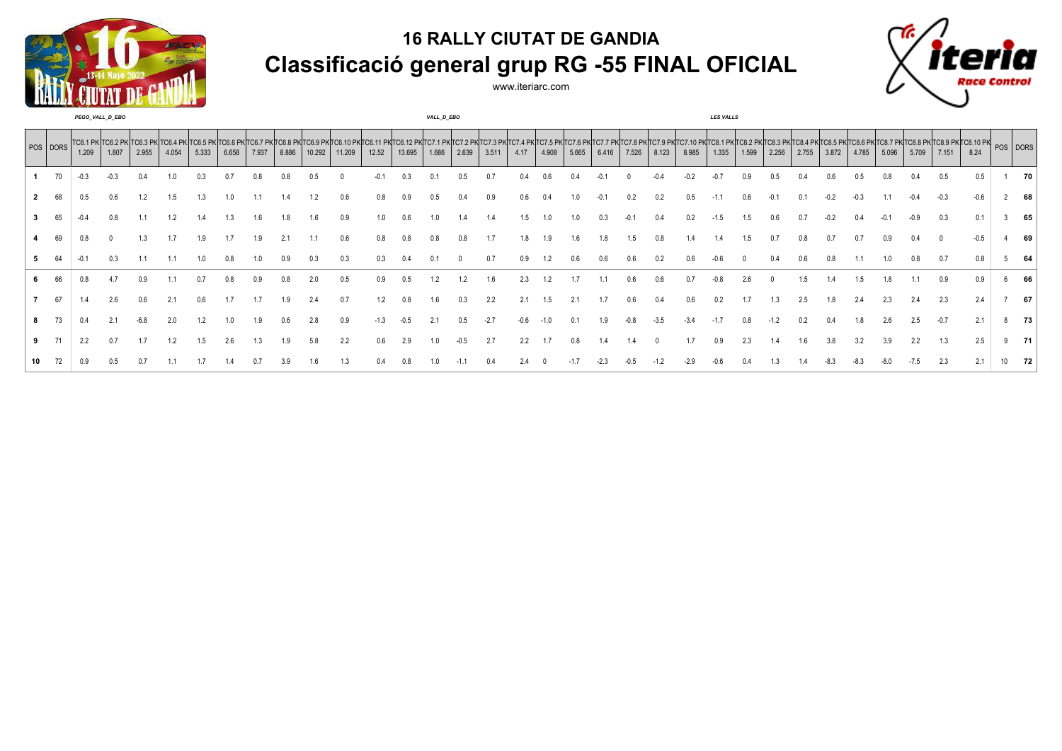# 16 RALLY CIUTAT DE GANDIA

## Classificació general grup RG -55 FINAL OFICIAL

www.iteriarc.com

*PEGO_VALL_D_EBO* · *VALL_D_EBO* · *LES VALLS*

| POS | DORS | TC6.1 PK 1.209 | TC6.2 PK 1.807 | TC6.3 PK 2.955 | TC6.4 PK 4.054 | TC6.5 PK 5.333 | TC6.6 PK 6.658 | TC6.7 PK 7.937 | TC6.8 PK 8.886 | TC6.9 PK 10.292 | TC6.10 PK 11.209 | TC6.11 PK 12.52 | TC6.12 PK 13.695 | TC7.1 PK 1.686 | TC7.2 PK 2.639 | TC7.3 PK 3.511 | TC7.4 PK 4.17 | TC7.5 PK 4.908 | TC7.6 PK 5.665 | TC7.7 PK 6.416 | TC7.8 PK 7.526 | TC7.9 PK 8.123 | TC7.10 PK 8.985 | TC8.1 PK 1.335 | TC8.2 PK 1.599 | TC8.3 PK 2.256 | TC8.4 PK 2.755 | TC8.5 PK 3.872 | TC8.6 PK 4.785 | TC8.7 PK 5.096 | TC8.8 PK 5.709 | TC8.9 PK 7.151 | TC8.10 PK 8.24 | POS | DORS |
|---|---|---|---|---|---|---|---|---|---|---|---|---|---|---|---|---|---|---|---|---|---|---|---|---|---|---|---|---|---|---|---|---|---|---|---|
| **1** | 70 | -0.3 | -0.3 | 0.4 | 1.0 | 0.3 | 0.7 | 0.8 | 0.8 | 0.5 | 0 | -0.1 | 0.3 | 0.1 | 0.5 | 0.7 | 0.4 | 0.6 | 0.4 | -0.1 | 0 | -0.4 | -0.2 | -0.7 | 0.9 | 0.5 | 0.4 | 0.6 | 0.5 | 0.8 | 0.4 | 0.5 | 0.5 | 1 | **70** |
| **2** | 68 | 0.5 | 0.6 | 1.2 | 1.5 | 1.3 | 1.0 | 1.1 | 1.4 | 1.2 | 0.6 | 0.8 | 0.9 | 0.5 | 0.4 | 0.9 | 0.6 | 0.4 | 1.0 | -0.1 | 0.2 | 0.2 | 0.5 | -1.1 | 0.6 | -0.1 | 0.1 | -0.2 | -0.3 | 1.1 | -0.4 | -0.3 | -0.6 | 2 | **68** |
| **3** | 65 | -0.4 | 0.8 | 1.1 | 1.2 | 1.4 | 1.3 | 1.6 | 1.8 | 1.6 | 0.9 | 1.0 | 0.6 | 1.0 | 1.4 | 1.4 | 1.5 | 1.0 | 1.0 | 0.3 | -0.1 | 0.4 | 0.2 | -1.5 | 1.5 | 0.6 | 0.7 | -0.2 | 0.4 | -0.1 | -0.9 | 0.3 | 0.1 | 3 | **65** |
| **4** | 69 | 0.8 | 0 | 1.3 | 1.7 | 1.9 | 1.7 | 1.9 | 2.1 | 1.1 | 0.6 | 0.8 | 0.8 | 0.8 | 0.8 | 1.7 | 1.8 | 1.9 | 1.6 | 1.8 | 1.5 | 0.8 | 1.4 | 1.4 | 1.5 | 0.7 | 0.8 | 0.7 | 0.7 | 0.9 | 0.4 | 0 | -0.5 | 4 | **69** |
| **5** | 64 | -0.1 | 0.3 | 1.1 | 1.1 | 1.0 | 0.8 | 1.0 | 0.9 | 0.3 | 0.3 | 0.3 | 0.4 | 0.1 | 0 | 0.7 | 0.9 | 1.2 | 0.6 | 0.6 | 0.6 | 0.2 | 0.6 | -0.6 | 0 | 0.4 | 0.6 | 0.8 | 1.1 | 1.0 | 0.8 | 0.7 | 0.8 | 5 | **64** |
| **6** | 66 | 0.8 | 4.7 | 0.9 | 1.1 | 0.7 | 0.8 | 0.9 | 0.8 | 2.0 | 0.5 | 0.9 | 0.5 | 1.2 | 1.2 | 1.6 | 2.3 | 1.2 | 1.7 | 1.1 | 0.6 | 0.6 | 0.7 | -0.8 | 2.6 | 0 | 1.5 | 1.4 | 1.5 | 1.8 | 1.1 | 0.9 | 0.9 | 6 | **66** |
| **7** | 67 | 1.4 | 2.6 | 0.6 | 2.1 | 0.6 | 1.7 | 1.7 | 1.9 | 2.4 | 0.7 | 1.2 | 0.8 | 1.6 | 0.3 | 2.2 | 2.1 | 1.5 | 2.1 | 1.7 | 0.6 | 0.4 | 0.6 | 0.2 | 1.7 | 1.3 | 2.5 | 1.8 | 2.4 | 2.3 | 2.4 | 2.3 | 2.4 | 7 | **67** |
| **8** | 73 | 0.4 | 2.1 | -6.8 | 2.0 | 1.2 | 1.0 | 1.9 | 0.6 | 2.8 | 0.9 | -1.3 | -0.5 | 2.1 | 0.5 | -2.7 | -0.6 | -1.0 | 0.1 | 1.9 | -0.8 | -3.5 | -3.4 | -1.7 | 0.8 | -1.2 | 0.2 | 0.4 | 1.8 | 2.6 | 2.5 | -0.7 | 2.1 | 8 | **73** |
| **9** | 71 | 2.2 | 0.7 | 1.7 | 1.2 | 1.5 | 2.6 | 1.3 | 1.9 | 5.8 | 2.2 | 0.6 | 2.9 | 1.0 | -0.5 | 2.7 | 2.2 | 1.7 | 0.8 | 1.4 | 1.4 | 0 | 1.7 | 0.9 | 2.3 | 1.4 | 1.6 | 3.8 | 3.2 | 3.9 | 2.2 | 1.3 | 2.5 | 9 | **71** |
| **10** | 72 | 0.9 | 0.5 | 0.7 | 1.1 | 1.7 | 1.4 | 0.7 | 3.9 | 1.6 | 1.3 | 0.4 | 0.8 | 1.0 | -1.1 | 0.4 | 2.4 | 0 | -1.7 | -2.3 | -0.5 | -1.2 | -2.9 | -0.6 | 0.4 | 1.3 | 1.4 | -8.3 | -8.3 | -8.0 | -7.5 | 2.3 | 2.1 | 10 | **72** |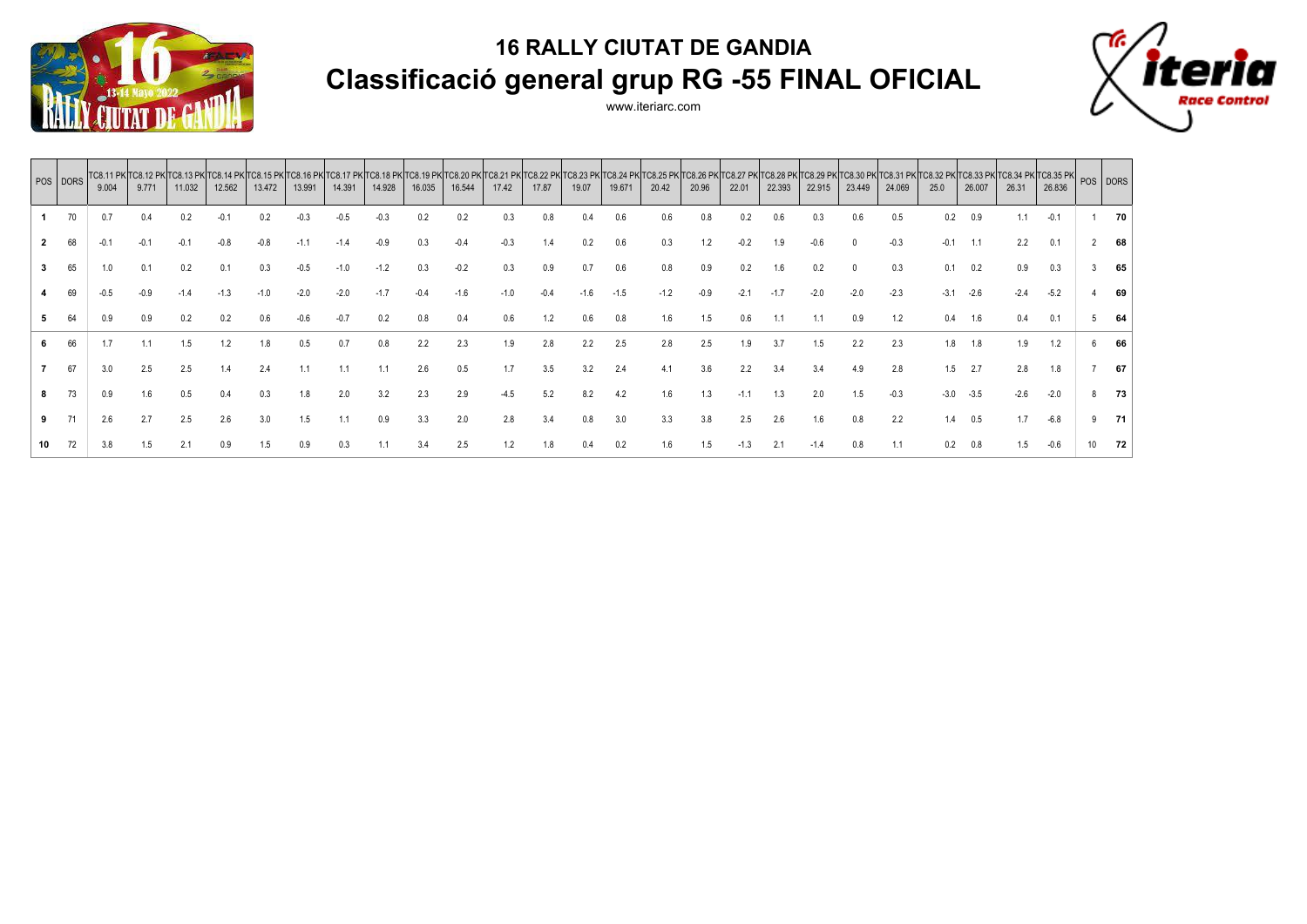# 16 RALLY CIUTAT DE GANDIA

## Classificació general grup RG -55 FINAL OFICIAL

www.iteriarc.com

| POS | DORS | TC8.11 PK 9.004 | TC8.12 PK 9.771 | TC8.13 PK 11.032 | TC8.14 PK 12.562 | TC8.15 PK 13.472 | TC8.16 PK 13.991 | TC8.17 PK 14.391 | TC8.18 PK 14.928 | TC8.19 PK 16.035 | TC8.20 PK 16.544 | TC8.21 PK 17.42 | TC8.22 PK 17.87 | TC8.23 PK 19.07 | TC8.24 PK 19.671 | TC8.25 PK 20.42 | TC8.26 PK 20.96 | TC8.27 PK 22.01 | TC8.28 PK 22.393 | TC8.29 PK 22.915 | TC8.30 PK 23.449 | TC8.31 PK 24.069 | TC8.32 PK 25.0 | TC8.33 PK 26.007 | TC8.34 PK 26.31 | TC8.35 PK 26.836 | POS | DORS |
|---|---|---|---|---|---|---|---|---|---|---|---|---|---|---|---|---|---|---|---|---|---|---|---|---|---|---|---|---|
| **1** | 70 | 0.7 | 0.4 | 0.2 | -0.1 | 0.2 | -0.3 | -0.5 | -0.3 | 0.2 | 0.2 | 0.3 | 0.8 | 0.4 | 0.6 | 0.6 | 0.8 | 0.2 | 0.6 | 0.3 | 0.6 | 0.5 | 0.2 | 0.9 | 1.1 | -0.1 | 1 | **70** |
| **2** | 68 | -0.1 | -0.1 | -0.1 | -0.8 | -0.8 | -1.1 | -1.4 | -0.9 | 0.3 | -0.4 | -0.3 | 1.4 | 0.2 | 0.6 | 0.3 | 1.2 | -0.2 | 1.9 | -0.6 | 0 | -0.3 | -0.1 | 1.1 | 2.2 | 0.1 | 2 | **68** |
| **3** | 65 | 1.0 | 0.1 | 0.2 | 0.1 | 0.3 | -0.5 | -1.0 | -1.2 | 0.3 | -0.2 | 0.3 | 0.9 | 0.7 | 0.6 | 0.8 | 0.9 | 0.2 | 1.6 | 0.2 | 0 | 0.3 | 0.1 | 0.2 | 0.9 | 0.3 | 3 | **65** |
| **4** | 69 | -0.5 | -0.9 | -1.4 | -1.3 | -1.0 | -2.0 | -2.0 | -1.7 | -0.4 | -1.6 | -1.0 | -0.4 | -1.6 | -1.5 | -1.2 | -0.9 | -2.1 | -1.7 | -2.0 | -2.0 | -2.3 | -3.1 | -2.6 | -2.4 | -5.2 | 4 | **69** |
| **5** | 64 | 0.9 | 0.9 | 0.2 | 0.2 | 0.6 | -0.6 | -0.7 | 0.2 | 0.8 | 0.4 | 0.6 | 1.2 | 0.6 | 0.8 | 1.6 | 1.5 | 0.6 | 1.1 | 1.1 | 0.9 | 1.2 | 0.4 | 1.6 | 0.4 | 0.1 | 5 | **64** |
| **6** | 66 | 1.7 | 1.1 | 1.5 | 1.2 | 1.8 | 0.5 | 0.7 | 0.8 | 2.2 | 2.3 | 1.9 | 2.8 | 2.2 | 2.5 | 2.8 | 2.5 | 1.9 | 3.7 | 1.5 | 2.2 | 2.3 | 1.8 | 1.8 | 1.9 | 1.2 | 6 | **66** |
| **7** | 67 | 3.0 | 2.5 | 2.5 | 1.4 | 2.4 | 1.1 | 1.1 | 1.1 | 2.6 | 0.5 | 1.7 | 3.5 | 3.2 | 2.4 | 4.1 | 3.6 | 2.2 | 3.4 | 3.4 | 4.9 | 2.8 | 1.5 | 2.7 | 2.8 | 1.8 | 7 | **67** |
| **8** | 73 | 0.9 | 1.6 | 0.5 | 0.4 | 0.3 | 1.8 | 2.0 | 3.2 | 2.3 | 2.9 | -4.5 | 5.2 | 8.2 | 4.2 | 1.6 | 1.3 | -1.1 | 1.3 | 2.0 | 1.5 | -0.3 | -3.0 | -3.5 | -2.6 | -2.0 | 8 | **73** |
| **9** | 71 | 2.6 | 2.7 | 2.5 | 2.6 | 3.0 | 1.5 | 1.1 | 0.9 | 3.3 | 2.0 | 2.8 | 3.4 | 0.8 | 3.0 | 3.3 | 3.8 | 2.5 | 2.6 | 1.6 | 0.8 | 2.2 | 1.4 | 0.5 | 1.7 | -6.8 | 9 | **71** |
| **10** | 72 | 3.8 | 1.5 | 2.1 | 0.9 | 1.5 | 0.9 | 0.3 | 1.1 | 3.4 | 2.5 | 1.2 | 1.8 | 0.4 | 0.2 | 1.6 | 1.5 | -1.3 | 2.1 | -1.4 | 0.8 | 1.1 | 0.2 | 0.8 | 1.5 | -0.6 | 10 | **72** |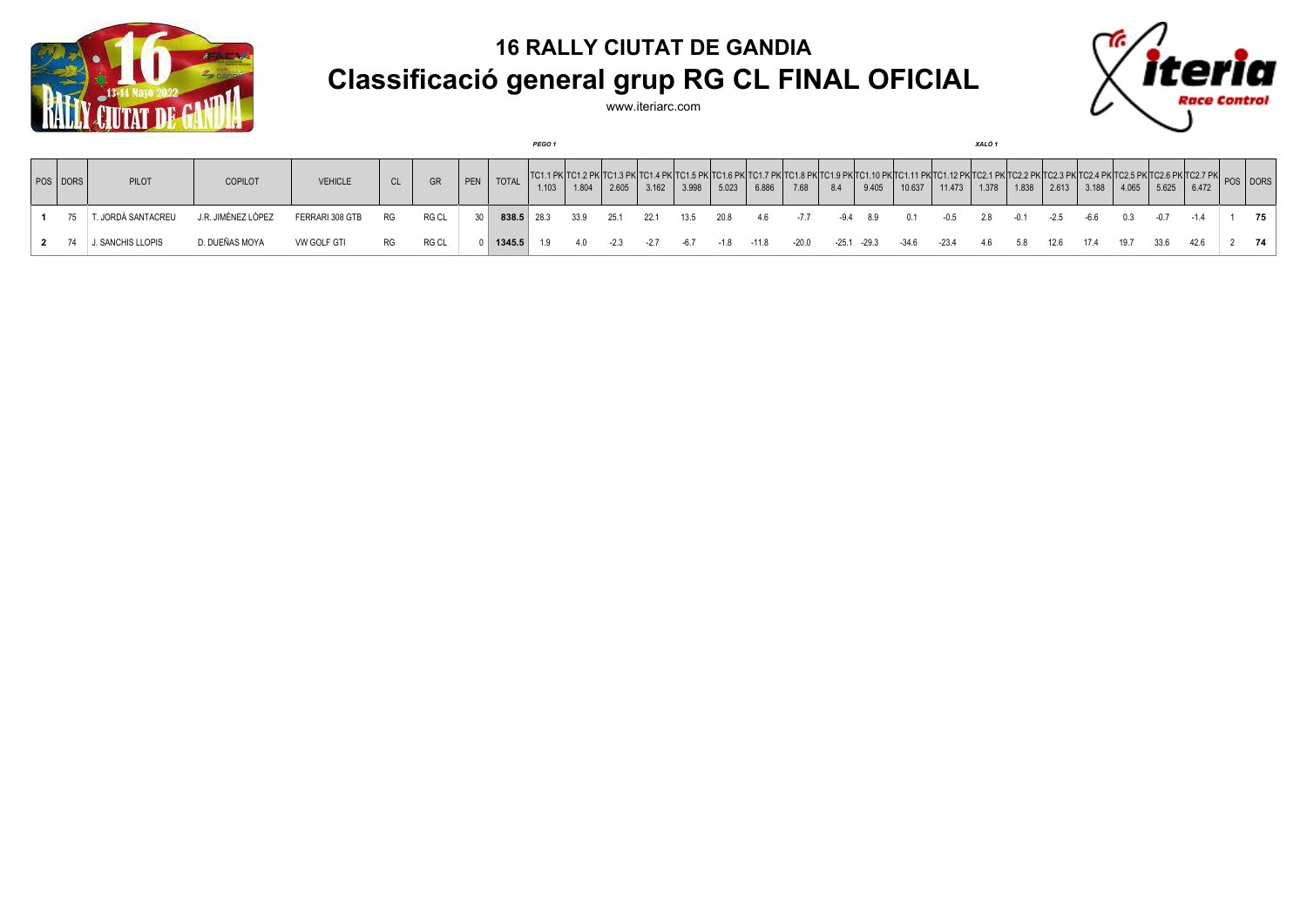# 16 RALLY CIUTAT DE GANDIA

## Classificació general grup RG CL FINAL OFICIAL

www.iteriarc.com

| | | | | | | | | | *PEGO 1* | | | | | | | | | | | | *XALÓ 1* | | | | | | | | |
|---|---|---|---|---|---|---|---|---|---|---|---|---|---|---|---|---|---|---|---|---|---|---|---|---|---|---|---|---|---|
| POS | DORS | PILOT | COPILOT | VEHICLE | CL | GR | PEN | TOTAL | TC1.1 PK 1.103 | TC1.2 PK 1.804 | TC1.3 PK 2.605 | TC1.4 PK 3.162 | TC1.5 PK 3.998 | TC1.6 PK 5.023 | TC1.7 PK 6.886 | TC1.8 PK 7.68 | TC1.9 PK 8.4 | TC1.10 PK 9.405 | TC1.11 PK 10.637 | TC1.12 PK 11.473 | TC2.1 PK 1.378 | TC2.2 PK 1.838 | TC2.3 PK 2.613 | TC2.4 PK 3.188 | TC2.5 PK 4.065 | TC2.6 PK 5.625 | TC2.7 PK 6.472 | POS | DORS |
| **1** | 75 | T. JORDÀ SANTACREU | J.R. JIMÉNEZ LÓPEZ | FERRARI 308 GTB | RG | RG CL | 30 | **838.5** | 28.3 | 33.9 | 25.1 | 22.1 | 13.5 | 20.8 | 4.6 | -7.7 | -9.4 | 8.9 | 0.1 | -0.5 | 2.8 | -0.1 | -2.5 | -6.6 | 0.3 | -0.7 | -1.4 | 1 | **75** |
| **2** | 74 | J. SANCHIS LLOPIS | D. DUEÑAS MOYA | VW GOLF GTI | RG | RG CL | 0 | **1345.5** | 1.9 | 4.0 | -2.3 | -2.7 | -6.7 | -1.8 | -11.8 | -20.0 | -25.1 | -29.3 | -34.6 | -23.4 | 4.6 | 5.8 | 12.6 | 17.4 | 19.7 | 33.6 | 42.6 | 2 | **74** |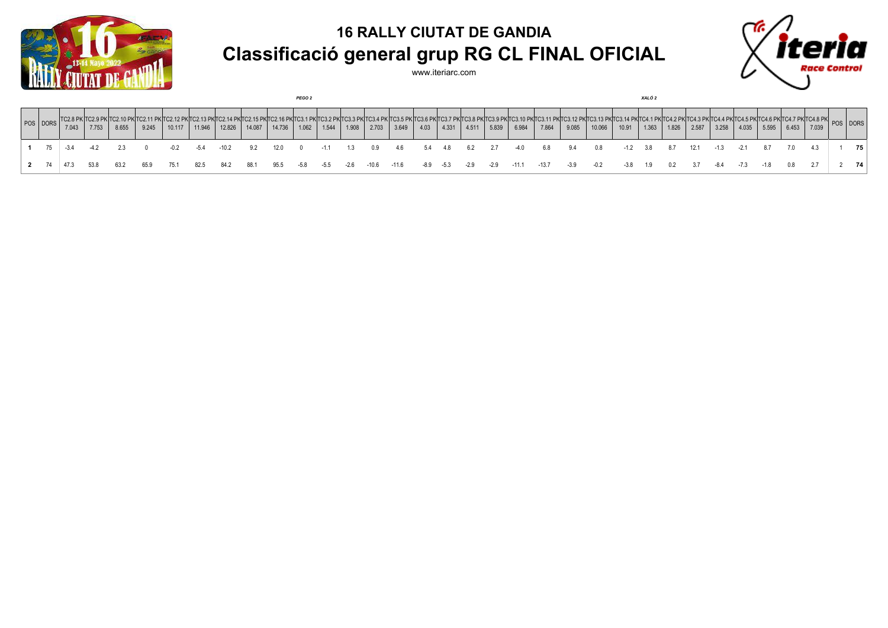# 16 RALLY CIUTAT DE GANDIA

## Classificació general grup RG CL FINAL OFICIAL

www.iteriarc.com

| POS | DORS | TC2.8 PK 7.043 | TC2.9 PK 7.753 | TC2.10 PK 8.655 | TC2.11 PK 9.245 | TC2.12 PK 10.117 | TC2.13 PK 11.946 | TC2.14 PK 12.826 | TC2.15 PK 14.087 | TC2.16 PK 14.736 | TC3.1 PK 1.062 | TC3.2 PK 1.544 | TC3.3 PK 1.908 | TC3.4 PK 2.703 | TC3.5 PK 3.649 | TC3.6 PK 4.03 | TC3.7 PK 4.331 | TC3.8 PK 4.511 | TC3.9 PK 5.839 | TC3.10 PK 6.984 | TC3.11 PK 7.864 | TC3.12 PK 9.085 | TC3.13 PK 10.066 | TC3.14 PK 10.91 | TC4.1 PK 1.363 | TC4.2 PK 1.826 | TC4.3 PK 2.587 | TC4.4 PK 3.258 | TC4.5 PK 4.035 | TC4.6 PK 5.595 | TC4.7 PK 6.453 | TC4.8 PK 7.039 | POS | DORS |
|---|---|---|---|---|---|---|---|---|---|---|---|---|---|---|---|---|---|---|---|---|---|---|---|---|---|---|---|---|---|---|---|---|---|---|
| | | | | | | | | | | | *PEGO 2* | | | | | | | | | | | | | | *XALÓ 2* | | | | | | | | | |
| **1** | 75 | -3.4 | -4.2 | 2.3 | 0 | -0.2 | -5.4 | -10.2 | 9.2 | 12.0 | 0 | -1.1 | 1.3 | 0.9 | 4.6 | 5.4 | 4.8 | 6.2 | 2.7 | -4.0 | 6.8 | 9.4 | 0.8 | -1.2 | 3.8 | 8.7 | 12.1 | -1.3 | -2.1 | 8.7 | 7.0 | 4.3 | 1 | **75** |
| **2** | 74 | 47.3 | 53.8 | 63.2 | 65.9 | 75.1 | 82.5 | 84.2 | 88.1 | 95.5 | -5.8 | -5.5 | -2.6 | -10.6 | -11.6 | -8.9 | -5.3 | -2.9 | -2.9 | -11.1 | -13.7 | -3.9 | -0.2 | -3.8 | 1.9 | 0.2 | 3.7 | -8.4 | -7.3 | -1.8 | 0.8 | 2.7 | 2 | **74** |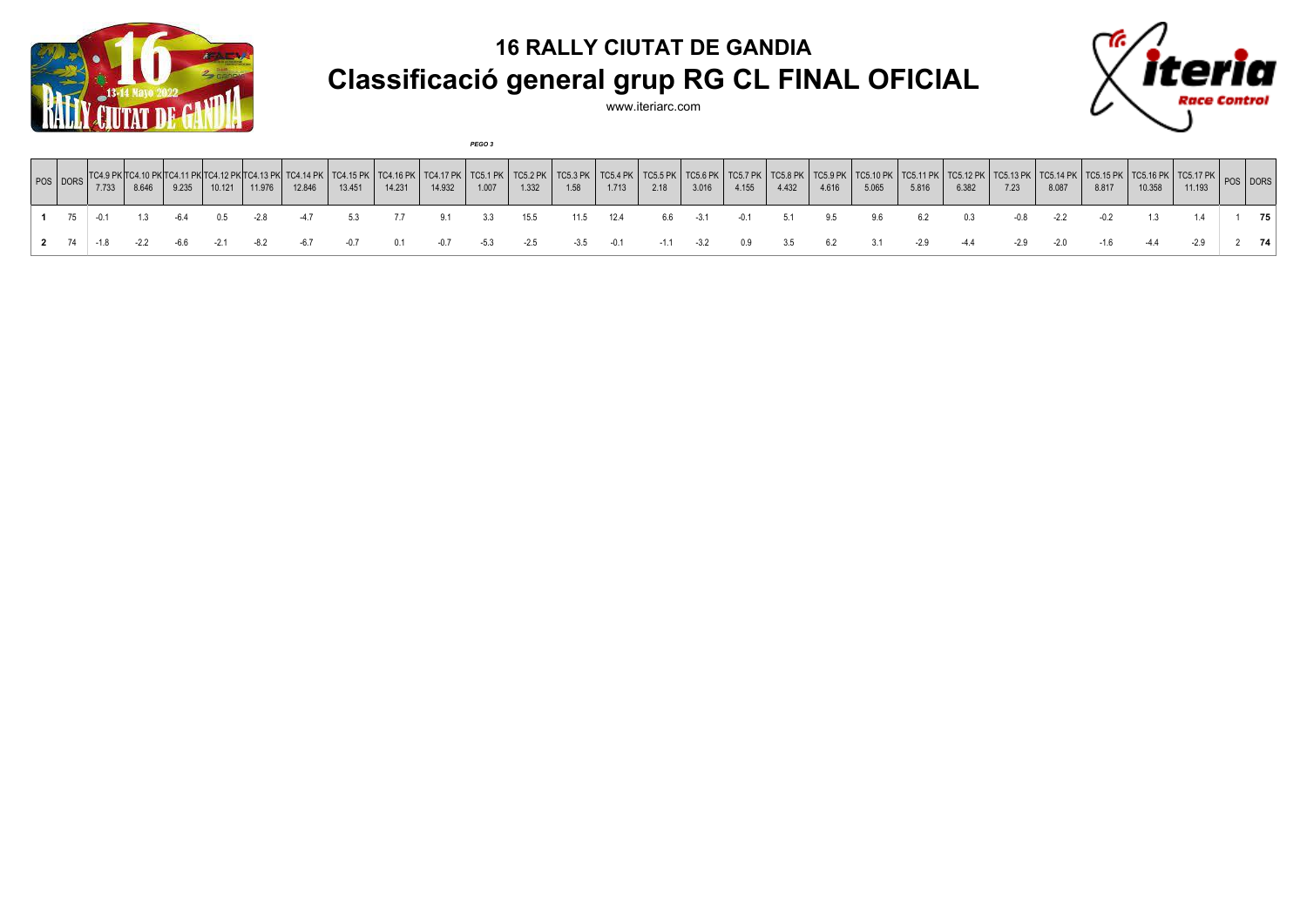## 16 RALLY CIUTAT DE GANDIA

# Classificació general grup RG CL FINAL OFICIAL

www.iteriarc.com

***PEGO 3***

| POS | DORS | TC4.9 PK 7.733 | TC4.10 PK 8.646 | TC4.11 PK 9.235 | TC4.12 PK 10.121 | TC4.13 PK 11.976 | TC4.14 PK 12.846 | TC4.15 PK 13.451 | TC4.16 PK 14.231 | TC4.17 PK 14.932 | TC5.1 PK 1.007 | TC5.2 PK 1.332 | TC5.3 PK 1.58 | TC5.4 PK 1.713 | TC5.5 PK 2.18 | TC5.6 PK 3.016 | TC5.7 PK 4.155 | TC5.8 PK 4.432 | TC5.9 PK 4.616 | TC5.10 PK 5.065 | TC5.11 PK 5.816 | TC5.12 PK 6.382 | TC5.13 PK 7.23 | TC5.14 PK 8.087 | TC5.15 PK 8.817 | TC5.16 PK 10.358 | TC5.17 PK 11.193 | POS | DORS |
|---|---|---|---|---|---|---|---|---|---|---|---|---|---|---|---|---|---|---|---|---|---|---|---|---|---|---|---|---|---|
| **1** | 75 | -0.1 | 1.3 | -6.4 | 0.5 | -2.8 | -4.7 | 5.3 | 7.7 | 9.1 | 3.3 | 15.5 | 11.5 | 12.4 | 6.6 | -3.1 | -0.1 | 5.1 | 9.5 | 9.6 | 6.2 | 0.3 | -0.8 | -2.2 | -0.2 | 1.3 | 1.4 | 1 | **75** |
| **2** | 74 | -1.8 | -2.2 | -6.6 | -2.1 | -8.2 | -6.7 | -0.7 | 0.1 | -0.7 | -5.3 | -2.5 | -3.5 | -0.1 | -1.1 | -3.2 | 0.9 | 3.5 | 6.2 | 3.1 | -2.9 | -4.4 | -2.9 | -2.0 | -1.6 | -4.4 | -2.9 | 2 | **74** |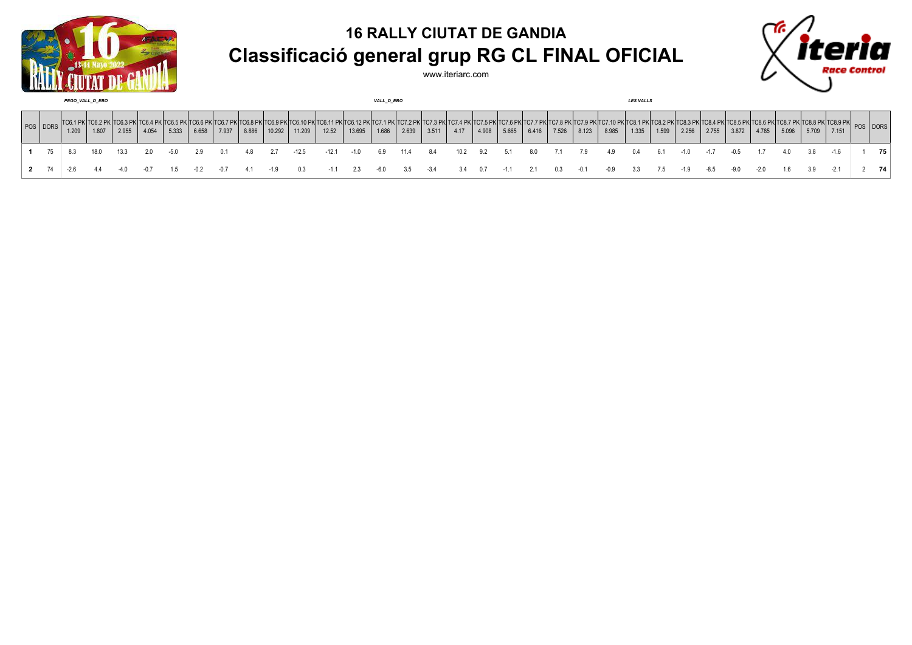# 16 RALLY CIUTAT DE GANDIA

## Classificació general grup RG CL FINAL OFICIAL

www.iteriarc.com

| | | PEGO_VALL_D_EBO | | | | | | | | | | | | VALL_D_EBO | | | | | | | | | | LES VALLS | | | | | | | | | | |
|---|---|---|---|---|---|---|---|---|---|---|---|---|---|---|---|---|---|---|---|---|---|---|---|---|---|---|---|---|---|---|---|---|---|---|
| POS | DORS | TC6.1 PK 1.209 | TC6.2 PK 1.807 | TC6.3 PK 2.955 | TC6.4 PK 4.054 | TC6.5 PK 5.333 | TC6.6 PK 6.658 | TC6.7 PK 7.937 | TC6.8 PK 8.886 | TC6.9 PK 10.292 | TC6.10 PK 11.209 | TC6.11 PK 12.52 | TC6.12 PK 13.695 | TC7.1 PK 1.686 | TC7.2 PK 2.639 | TC7.3 PK 3.511 | TC7.4 PK 4.17 | TC7.5 PK 4.908 | TC7.6 PK 5.665 | TC7.7 PK 6.416 | TC7.8 PK 7.526 | TC7.9 PK 8.123 | TC7.10 PK 8.985 | TC8.1 PK 1.335 | TC8.2 PK 1.599 | TC8.3 PK 2.256 | TC8.4 PK 2.755 | TC8.5 PK 3.872 | TC8.6 PK 4.785 | TC8.7 PK 5.096 | TC8.8 PK 5.709 | TC8.9 PK 7.151 | POS | DORS |
| **1** | 75 | 8.3 | 18.0 | 13.3 | 2.0 | -5.0 | 2.9 | 0.1 | 4.8 | 2.7 | -12.5 | -12.1 | -1.0 | 6.9 | 11.4 | 8.4 | 10.2 | 9.2 | 5.1 | 8.0 | 7.1 | 7.9 | 4.9 | 0.4 | 6.1 | -1.0 | -1.7 | -0.5 | 1.7 | 4.0 | 3.8 | -1.6 | 1 | **75** |
| **2** | 74 | -2.6 | 4.4 | -4.0 | -0.7 | 1.5 | -0.2 | -0.7 | 4.1 | -1.9 | 0.3 | -1.1 | 2.3 | -6.0 | 3.5 | -3.4 | 3.4 | 0.7 | -1.1 | 2.1 | 0.3 | -0.1 | -0.9 | 3.3 | 7.5 | -1.9 | -8.5 | -9.0 | -2.0 | 1.6 | 3.9 | -2.1 | 2 | **74** |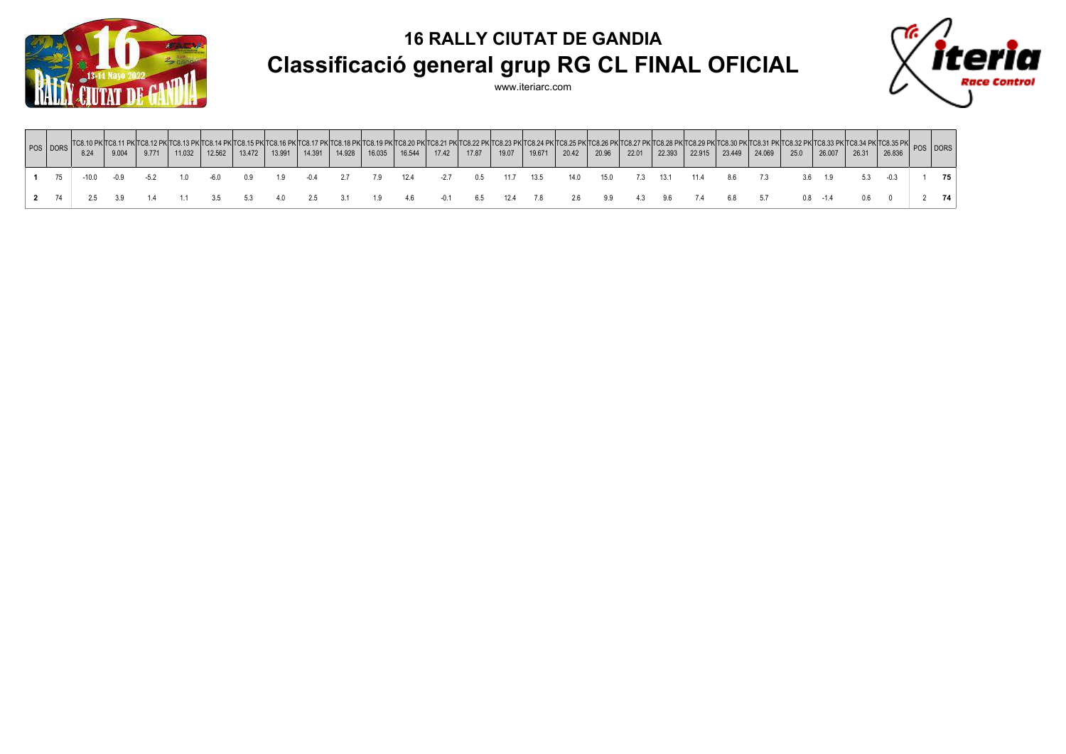# 16 RALLY CIUTAT DE GANDIA

## Classificació general grup RG CL FINAL OFICIAL

www.iteriarc.com

| POS | DORS | TC8.10 PK 8.24 | TC8.11 PK 9.004 | TC8.12 PK 9.771 | TC8.13 PK 11.032 | TC8.14 PK 12.562 | TC8.15 PK 13.472 | TC8.16 PK 13.991 | TC8.17 PK 14.391 | TC8.18 PK 14.928 | TC8.19 PK 16.035 | TC8.20 PK 16.544 | TC8.21 PK 17.42 | TC8.22 PK 17.87 | TC8.23 PK 19.07 | TC8.24 PK 19.671 | TC8.25 PK 20.42 | TC8.26 PK 20.96 | TC8.27 PK 22.01 | TC8.28 PK 22.393 | TC8.29 PK 22.915 | TC8.30 PK 23.449 | TC8.31 PK 24.069 | TC8.32 PK 25.0 | TC8.33 PK 26.007 | TC8.34 PK 26.31 | TC8.35 PK 26.836 | POS | DORS |
|---|---|---|---|---|---|---|---|---|---|---|---|---|---|---|---|---|---|---|---|---|---|---|---|---|---|---|---|---|---|
| **1** | 75 | -10.0 | -0.9 | -5.2 | 1.0 | -6.0 | 0.9 | 1.9 | -0.4 | 2.7 | 7.9 | 12.4 | -2.7 | 0.5 | 11.7 | 13.5 | 14.0 | 15.0 | 7.3 | 13.1 | 11.4 | 8.6 | 7.3 | 3.6 | 1.9 | 5.3 | -0.3 | 1 | **75** |
| **2** | 74 | 2.5 | 3.9 | 1.4 | 1.1 | 3.5 | 5.3 | 4.0 | 2.5 | 3.1 | 1.9 | 4.6 | -0.1 | 6.5 | 12.4 | 7.8 | 2.6 | 9.9 | 4.3 | 9.6 | 7.4 | 6.8 | 5.7 | 0.8 | -1.4 | 0.6 | 0 | 2 | **74** |